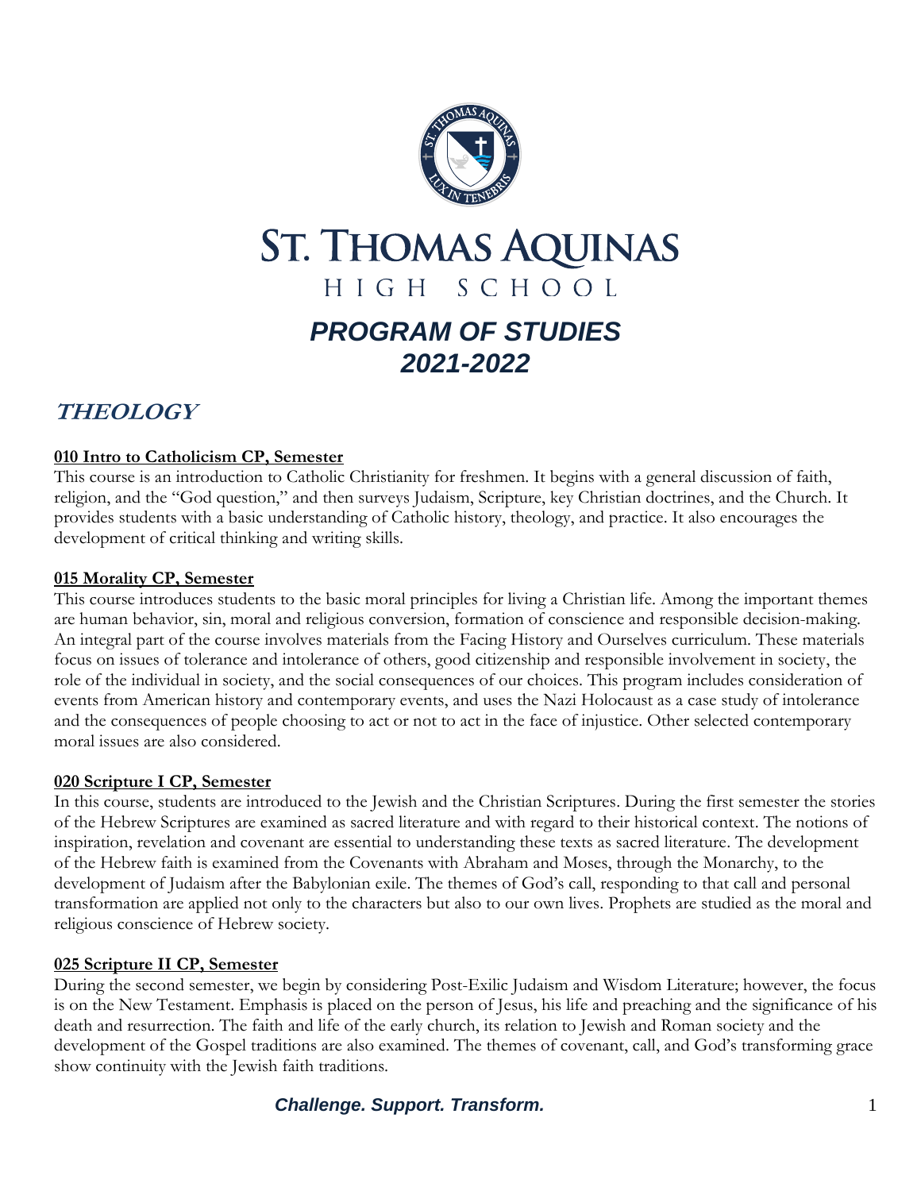# ST. THOMAS AQUINAS

HIGH SCHOOL

## *PROGRAM OF STUDIES*
## *2021-2022*

## THEOLOGY

### 010 Intro to Catholicism CP, Semester

This course is an introduction to Catholic Christianity for freshmen. It begins with a general discussion of faith, religion, and the "God question," and then surveys Judaism, Scripture, key Christian doctrines, and the Church. It provides students with a basic understanding of Catholic history, theology, and practice. It also encourages the development of critical thinking and writing skills.

### 015 Morality CP, Semester

This course introduces students to the basic moral principles for living a Christian life. Among the important themes are human behavior, sin, moral and religious conversion, formation of conscience and responsible decision-making. An integral part of the course involves materials from the Facing History and Ourselves curriculum. These materials focus on issues of tolerance and intolerance of others, good citizenship and responsible involvement in society, the role of the individual in society, and the social consequences of our choices. This program includes consideration of events from American history and contemporary events, and uses the Nazi Holocaust as a case study of intolerance and the consequences of people choosing to act or not to act in the face of injustice. Other selected contemporary moral issues are also considered.

### 020 Scripture I CP, Semester

In this course, students are introduced to the Jewish and the Christian Scriptures. During the first semester the stories of the Hebrew Scriptures are examined as sacred literature and with regard to their historical context. The notions of inspiration, revelation and covenant are essential to understanding these texts as sacred literature. The development of the Hebrew faith is examined from the Covenants with Abraham and Moses, through the Monarchy, to the development of Judaism after the Babylonian exile. The themes of God's call, responding to that call and personal transformation are applied not only to the characters but also to our own lives. Prophets are studied as the moral and religious conscience of Hebrew society.

### 025 Scripture II CP, Semester

During the second semester, we begin by considering Post-Exilic Judaism and Wisdom Literature; however, the focus is on the New Testament. Emphasis is placed on the person of Jesus, his life and preaching and the significance of his death and resurrection. The faith and life of the early church, its relation to Jewish and Roman society and the development of the Gospel traditions are also examined. The themes of covenant, call, and God's transforming grace show continuity with the Jewish faith traditions.

*Challenge. Support. Transform.*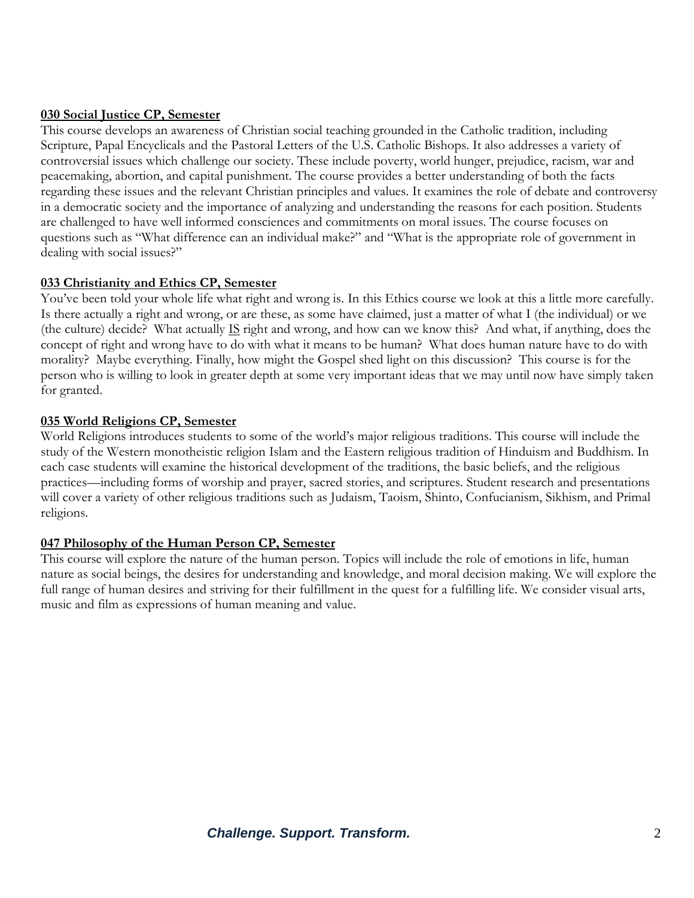**030 Social Justice CP, Semester**

This course develops an awareness of Christian social teaching grounded in the Catholic tradition, including Scripture, Papal Encyclicals and the Pastoral Letters of the U.S. Catholic Bishops. It also addresses a variety of controversial issues which challenge our society. These include poverty, world hunger, prejudice, racism, war and peacemaking, abortion, and capital punishment. The course provides a better understanding of both the facts regarding these issues and the relevant Christian principles and values. It examines the role of debate and controversy in a democratic society and the importance of analyzing and understanding the reasons for each position. Students are challenged to have well informed consciences and commitments on moral issues. The course focuses on questions such as "What difference can an individual make?" and "What is the appropriate role of government in dealing with social issues?"

**033 Christianity and Ethics CP, Semester**

You've been told your whole life what right and wrong is. In this Ethics course we look at this a little more carefully. Is there actually a right and wrong, or are these, as some have claimed, just a matter of what I (the individual) or we (the culture) decide? What actually IS right and wrong, and how can we know this? And what, if anything, does the concept of right and wrong have to do with what it means to be human? What does human nature have to do with morality? Maybe everything. Finally, how might the Gospel shed light on this discussion? This course is for the person who is willing to look in greater depth at some very important ideas that we may until now have simply taken for granted.

**035 World Religions CP, Semester**

World Religions introduces students to some of the world's major religious traditions. This course will include the study of the Western monotheistic religion Islam and the Eastern religious tradition of Hinduism and Buddhism. In each case students will examine the historical development of the traditions, the basic beliefs, and the religious practices—including forms of worship and prayer, sacred stories, and scriptures. Student research and presentations will cover a variety of other religious traditions such as Judaism, Taoism, Shinto, Confucianism, Sikhism, and Primal religions.

**047 Philosophy of the Human Person CP, Semester**

This course will explore the nature of the human person. Topics will include the role of emotions in life, human nature as social beings, the desires for understanding and knowledge, and moral decision making. We will explore the full range of human desires and striving for their fulfillment in the quest for a fulfilling life. We consider visual arts, music and film as expressions of human meaning and value.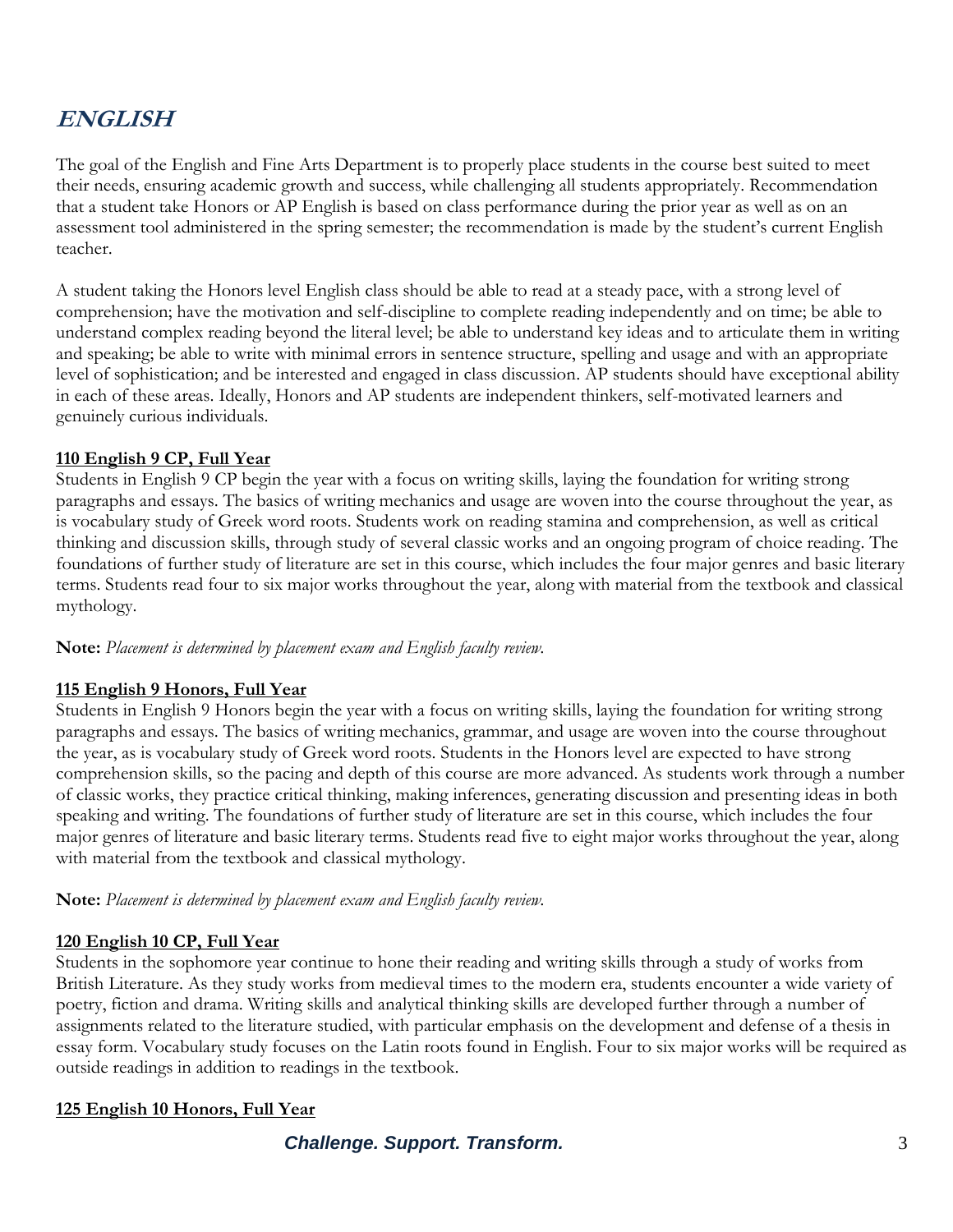# ENGLISH

The goal of the English and Fine Arts Department is to properly place students in the course best suited to meet their needs, ensuring academic growth and success, while challenging all students appropriately. Recommendation that a student take Honors or AP English is based on class performance during the prior year as well as on an assessment tool administered in the spring semester; the recommendation is made by the student's current English teacher.

A student taking the Honors level English class should be able to read at a steady pace, with a strong level of comprehension; have the motivation and self-discipline to complete reading independently and on time; be able to understand complex reading beyond the literal level; be able to understand key ideas and to articulate them in writing and speaking; be able to write with minimal errors in sentence structure, spelling and usage and with an appropriate level of sophistication; and be interested and engaged in class discussion. AP students should have exceptional ability in each of these areas. Ideally, Honors and AP students are independent thinkers, self-motivated learners and genuinely curious individuals.

**110 English 9 CP, Full Year**

Students in English 9 CP begin the year with a focus on writing skills, laying the foundation for writing strong paragraphs and essays. The basics of writing mechanics and usage are woven into the course throughout the year, as is vocabulary study of Greek word roots. Students work on reading stamina and comprehension, as well as critical thinking and discussion skills, through study of several classic works and an ongoing program of choice reading. The foundations of further study of literature are set in this course, which includes the four major genres and basic literary terms. Students read four to six major works throughout the year, along with material from the textbook and classical mythology.

**Note:** *Placement is determined by placement exam and English faculty review.*

**115 English 9 Honors, Full Year**

Students in English 9 Honors begin the year with a focus on writing skills, laying the foundation for writing strong paragraphs and essays. The basics of writing mechanics, grammar, and usage are woven into the course throughout the year, as is vocabulary study of Greek word roots. Students in the Honors level are expected to have strong comprehension skills, so the pacing and depth of this course are more advanced. As students work through a number of classic works, they practice critical thinking, making inferences, generating discussion and presenting ideas in both speaking and writing. The foundations of further study of literature are set in this course, which includes the four major genres of literature and basic literary terms. Students read five to eight major works throughout the year, along with material from the textbook and classical mythology.

**Note:** *Placement is determined by placement exam and English faculty review.*

**120 English 10 CP, Full Year**

Students in the sophomore year continue to hone their reading and writing skills through a study of works from British Literature. As they study works from medieval times to the modern era, students encounter a wide variety of poetry, fiction and drama. Writing skills and analytical thinking skills are developed further through a number of assignments related to the literature studied, with particular emphasis on the development and defense of a thesis in essay form. Vocabulary study focuses on the Latin roots found in English. Four to six major works will be required as outside readings in addition to readings in the textbook.

**125 English 10 Honors, Full Year**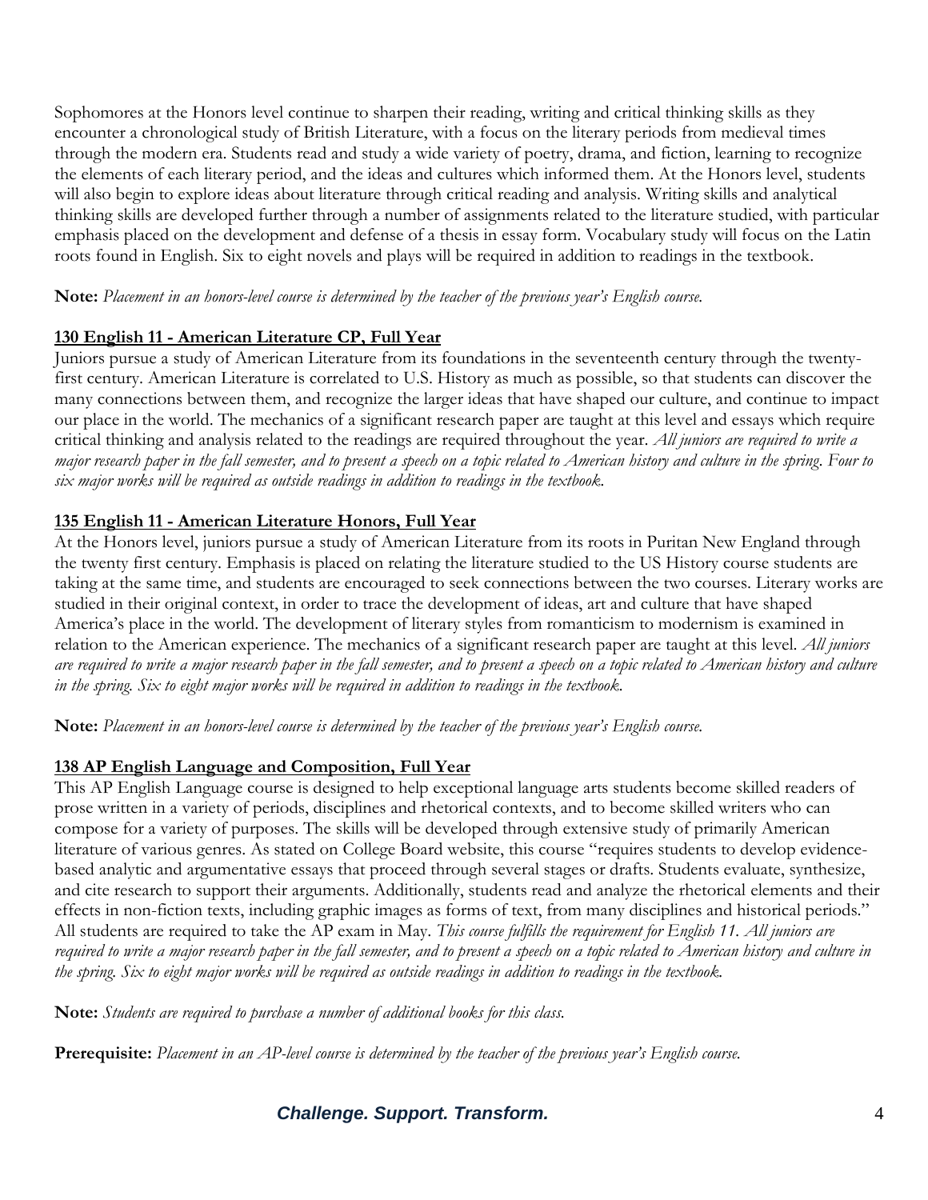Sophomores at the Honors level continue to sharpen their reading, writing and critical thinking skills as they encounter a chronological study of British Literature, with a focus on the literary periods from medieval times through the modern era. Students read and study a wide variety of poetry, drama, and fiction, learning to recognize the elements of each literary period, and the ideas and cultures which informed them. At the Honors level, students will also begin to explore ideas about literature through critical reading and analysis. Writing skills and analytical thinking skills are developed further through a number of assignments related to the literature studied, with particular emphasis placed on the development and defense of a thesis in essay form. Vocabulary study will focus on the Latin roots found in English. Six to eight novels and plays will be required in addition to readings in the textbook.

**Note:** *Placement in an honors-level course is determined by the teacher of the previous year's English course.*

### 130 English 11 - American Literature CP, Full Year

Juniors pursue a study of American Literature from its foundations in the seventeenth century through the twenty-first century. American Literature is correlated to U.S. History as much as possible, so that students can discover the many connections between them, and recognize the larger ideas that have shaped our culture, and continue to impact our place in the world. The mechanics of a significant research paper are taught at this level and essays which require critical thinking and analysis related to the readings are required throughout the year. *All juniors are required to write a major research paper in the fall semester, and to present a speech on a topic related to American history and culture in the spring. Four to six major works will be required as outside readings in addition to readings in the textbook.*

### 135 English 11 - American Literature Honors, Full Year

At the Honors level, juniors pursue a study of American Literature from its roots in Puritan New England through the twenty first century. Emphasis is placed on relating the literature studied to the US History course students are taking at the same time, and students are encouraged to seek connections between the two courses. Literary works are studied in their original context, in order to trace the development of ideas, art and culture that have shaped America's place in the world. The development of literary styles from romanticism to modernism is examined in relation to the American experience. The mechanics of a significant research paper are taught at this level. *All juniors are required to write a major research paper in the fall semester, and to present a speech on a topic related to American history and culture in the spring. Six to eight major works will be required in addition to readings in the textbook.*

**Note:** *Placement in an honors-level course is determined by the teacher of the previous year's English course.*

### 138 AP English Language and Composition, Full Year

This AP English Language course is designed to help exceptional language arts students become skilled readers of prose written in a variety of periods, disciplines and rhetorical contexts, and to become skilled writers who can compose for a variety of purposes. The skills will be developed through extensive study of primarily American literature of various genres. As stated on College Board website, this course "requires students to develop evidence-based analytic and argumentative essays that proceed through several stages or drafts. Students evaluate, synthesize, and cite research to support their arguments. Additionally, students read and analyze the rhetorical elements and their effects in non-fiction texts, including graphic images as forms of text, from many disciplines and historical periods." All students are required to take the AP exam in May. *This course fulfills the requirement for English 11. All juniors are required to write a major research paper in the fall semester, and to present a speech on a topic related to American history and culture in the spring. Six to eight major works will be required as outside readings in addition to readings in the textbook.*

**Note:** *Students are required to purchase a number of additional books for this class.*

**Prerequisite:** *Placement in an AP-level course is determined by the teacher of the previous year's English course.*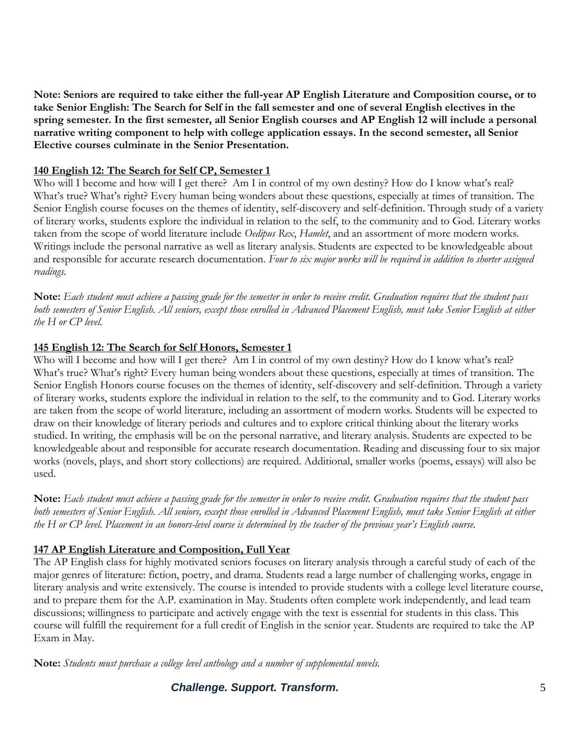**Note: Seniors are required to take either the full-year AP English Literature and Composition course, or to take Senior English: The Search for Self in the fall semester and one of several English electives in the spring semester. In the first semester, all Senior English courses and AP English 12 will include a personal narrative writing component to help with college application essays. In the second semester, all Senior Elective courses culminate in the Senior Presentation.**

### 140 English 12: The Search for Self CP, Semester 1

Who will I become and how will I get there? Am I in control of my own destiny? How do I know what's real? What's true? What's right? Every human being wonders about these questions, especially at times of transition. The Senior English course focuses on the themes of identity, self-discovery and self-definition. Through study of a variety of literary works, students explore the individual in relation to the self, to the community and to God. Literary works taken from the scope of world literature include *Oedipus Rex*, *Hamlet*, and an assortment of more modern works. Writings include the personal narrative as well as literary analysis. Students are expected to be knowledgeable about and responsible for accurate research documentation. *Four to six major works will be required in addition to shorter assigned readings.*

**Note:** *Each student must achieve a passing grade for the semester in order to receive credit. Graduation requires that the student pass both semesters of Senior English. All seniors, except those enrolled in Advanced Placement English, must take Senior English at either the H or CP level.*

### 145 English 12: The Search for Self Honors, Semester 1

Who will I become and how will I get there? Am I in control of my own destiny? How do I know what's real? What's true? What's right? Every human being wonders about these questions, especially at times of transition. The Senior English Honors course focuses on the themes of identity, self-discovery and self-definition. Through a variety of literary works, students explore the individual in relation to the self, to the community and to God. Literary works are taken from the scope of world literature, including an assortment of modern works. Students will be expected to draw on their knowledge of literary periods and cultures and to explore critical thinking about the literary works studied. In writing, the emphasis will be on the personal narrative, and literary analysis. Students are expected to be knowledgeable about and responsible for accurate research documentation. Reading and discussing four to six major works (novels, plays, and short story collections) are required. Additional, smaller works (poems, essays) will also be used.

**Note:** *Each student must achieve a passing grade for the semester in order to receive credit. Graduation requires that the student pass both semesters of Senior English. All seniors, except those enrolled in Advanced Placement English, must take Senior English at either the H or CP level. Placement in an honors-level course is determined by the teacher of the previous year's English course.*

### 147 AP English Literature and Composition, Full Year

The AP English class for highly motivated seniors focuses on literary analysis through a careful study of each of the major genres of literature: fiction, poetry, and drama. Students read a large number of challenging works, engage in literary analysis and write extensively. The course is intended to provide students with a college level literature course, and to prepare them for the A.P. examination in May. Students often complete work independently, and lead team discussions; willingness to participate and actively engage with the text is essential for students in this class. This course will fulfill the requirement for a full credit of English in the senior year. Students are required to take the AP Exam in May.

**Note:** *Students must purchase a college level anthology and a number of supplemental novels.*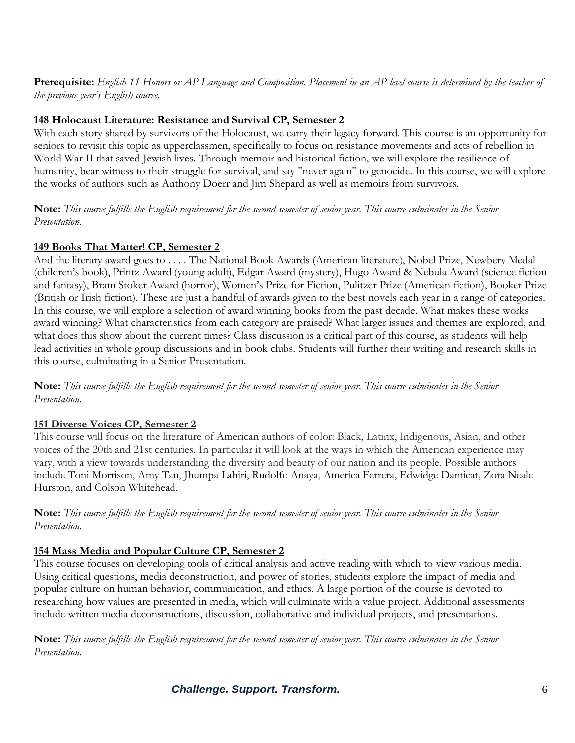**Prerequisite:** *English 11 Honors or AP Language and Composition. Placement in an AP-level course is determined by the teacher of the previous year's English course.*

### 148 Holocaust Literature: Resistance and Survival CP, Semester 2

With each story shared by survivors of the Holocaust, we carry their legacy forward. This course is an opportunity for seniors to revisit this topic as upperclassmen, specifically to focus on resistance movements and acts of rebellion in World War II that saved Jewish lives. Through memoir and historical fiction, we will explore the resilience of humanity, bear witness to their struggle for survival, and say "never again" to genocide. In this course, we will explore the works of authors such as Anthony Doerr and Jim Shepard as well as memoirs from survivors.

**Note:** *This course fulfills the English requirement for the second semester of senior year. This course culminates in the Senior Presentation.*

### 149 Books That Matter! CP, Semester 2

And the literary award goes to . . . . The National Book Awards (American literature), Nobel Prize, Newbery Medal (children's book), Printz Award (young adult), Edgar Award (mystery), Hugo Award & Nebula Award (science fiction and fantasy), Bram Stoker Award (horror), Women's Prize for Fiction, Pulitzer Prize (American fiction), Booker Prize (British or Irish fiction). These are just a handful of awards given to the best novels each year in a range of categories. In this course, we will explore a selection of award winning books from the past decade. What makes these works award winning? What characteristics from each category are praised? What larger issues and themes are explored, and what does this show about the current times? Class discussion is a critical part of this course, as students will help lead activities in whole group discussions and in book clubs. Students will further their writing and research skills in this course, culminating in a Senior Presentation.

**Note:** *This course fulfills the English requirement for the second semester of senior year. This course culminates in the Senior Presentation.*

### 151 Diverse Voices CP, Semester 2

This course will focus on the literature of American authors of color: Black, Latinx, Indigenous, Asian, and other voices of the 20th and 21st centuries. In particular it will look at the ways in which the American experience may vary, with a view towards understanding the diversity and beauty of our nation and its people. Possible authors include Toni Morrison, Amy Tan, Jhumpa Lahiri, Rudolfo Anaya, America Ferrera, Edwidge Danticat, Zora Neale Hurston, and Colson Whitehead.

**Note:** *This course fulfills the English requirement for the second semester of senior year. This course culminates in the Senior Presentation.*

### 154 Mass Media and Popular Culture CP, Semester 2

This course focuses on developing tools of critical analysis and active reading with which to view various media. Using critical questions, media deconstruction, and power of stories, students explore the impact of media and popular culture on human behavior, communication, and ethics. A large portion of the course is devoted to researching how values are presented in media, which will culminate with a value project. Additional assessments include written media deconstructions, discussion, collaborative and individual projects, and presentations.

**Note:** *This course fulfills the English requirement for the second semester of senior year. This course culminates in the Senior Presentation.*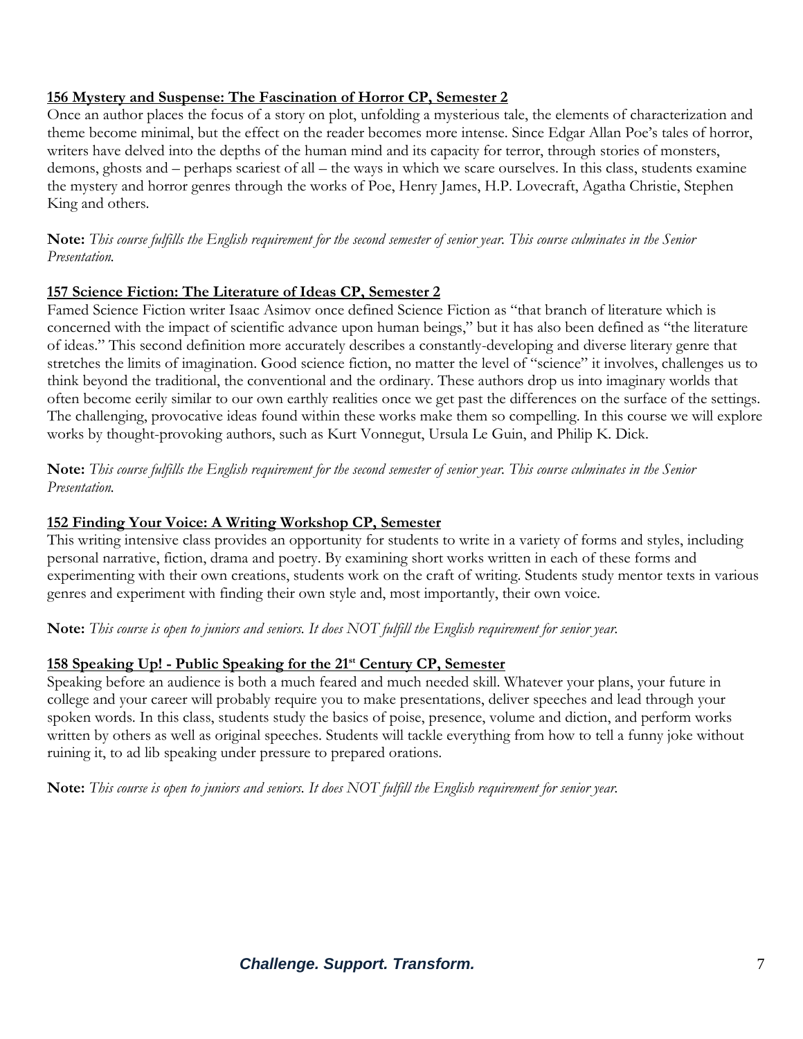### 156 Mystery and Suspense: The Fascination of Horror CP, Semester 2

Once an author places the focus of a story on plot, unfolding a mysterious tale, the elements of characterization and theme become minimal, but the effect on the reader becomes more intense. Since Edgar Allan Poe's tales of horror, writers have delved into the depths of the human mind and its capacity for terror, through stories of monsters, demons, ghosts and – perhaps scariest of all – the ways in which we scare ourselves. In this class, students examine the mystery and horror genres through the works of Poe, Henry James, H.P. Lovecraft, Agatha Christie, Stephen King and others.

**Note:** *This course fulfills the English requirement for the second semester of senior year. This course culminates in the Senior Presentation.*

### 157 Science Fiction: The Literature of Ideas CP, Semester 2

Famed Science Fiction writer Isaac Asimov once defined Science Fiction as "that branch of literature which is concerned with the impact of scientific advance upon human beings," but it has also been defined as "the literature of ideas." This second definition more accurately describes a constantly-developing and diverse literary genre that stretches the limits of imagination. Good science fiction, no matter the level of "science" it involves, challenges us to think beyond the traditional, the conventional and the ordinary. These authors drop us into imaginary worlds that often become eerily similar to our own earthly realities once we get past the differences on the surface of the settings. The challenging, provocative ideas found within these works make them so compelling. In this course we will explore works by thought-provoking authors, such as Kurt Vonnegut, Ursula Le Guin, and Philip K. Dick.

**Note:** *This course fulfills the English requirement for the second semester of senior year. This course culminates in the Senior Presentation.*

### 152 Finding Your Voice: A Writing Workshop CP, Semester

This writing intensive class provides an opportunity for students to write in a variety of forms and styles, including personal narrative, fiction, drama and poetry. By examining short works written in each of these forms and experimenting with their own creations, students work on the craft of writing. Students study mentor texts in various genres and experiment with finding their own style and, most importantly, their own voice.

**Note:** *This course is open to juniors and seniors. It does NOT fulfill the English requirement for senior year.*

### 158 Speaking Up! - Public Speaking for the 21st Century CP, Semester

Speaking before an audience is both a much feared and much needed skill. Whatever your plans, your future in college and your career will probably require you to make presentations, deliver speeches and lead through your spoken words. In this class, students study the basics of poise, presence, volume and diction, and perform works written by others as well as original speeches. Students will tackle everything from how to tell a funny joke without ruining it, to ad lib speaking under pressure to prepared orations.

**Note:** *This course is open to juniors and seniors. It does NOT fulfill the English requirement for senior year.*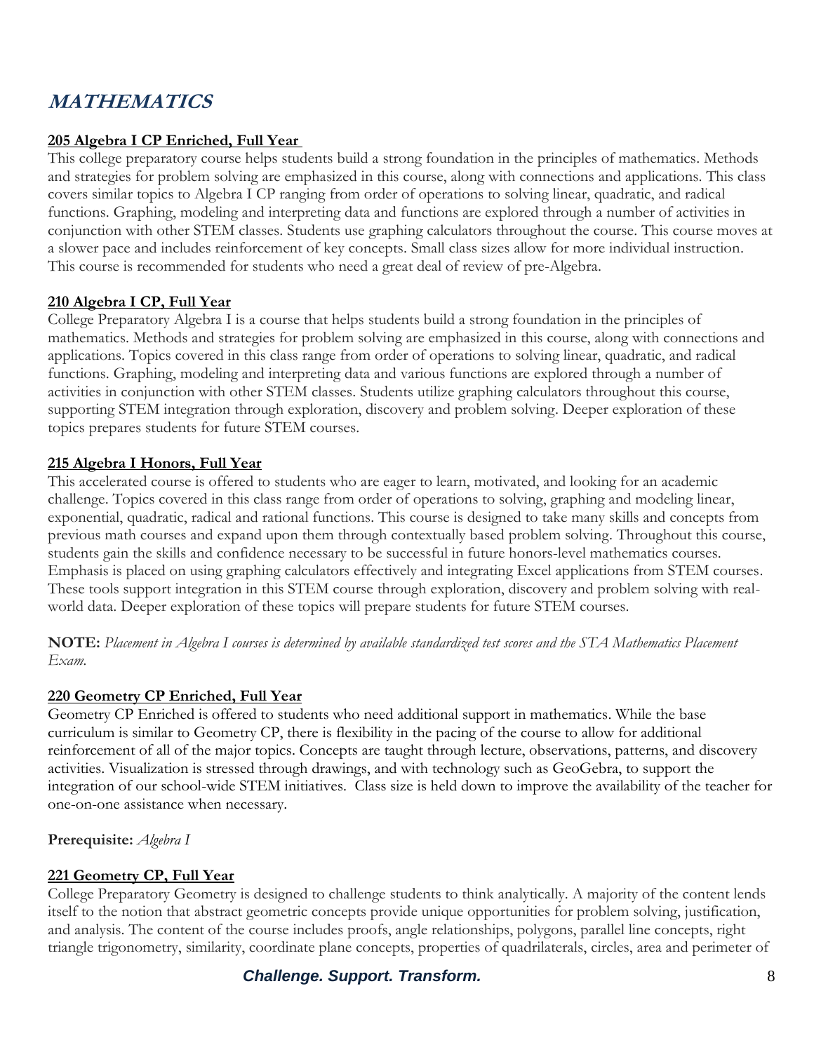# MATHEMATICS

**205 Algebra I CP Enriched, Full Year**

This college preparatory course helps students build a strong foundation in the principles of mathematics. Methods and strategies for problem solving are emphasized in this course, along with connections and applications. This class covers similar topics to Algebra I CP ranging from order of operations to solving linear, quadratic, and radical functions. Graphing, modeling and interpreting data and functions are explored through a number of activities in conjunction with other STEM classes. Students use graphing calculators throughout the course. This course moves at a slower pace and includes reinforcement of key concepts. Small class sizes allow for more individual instruction. This course is recommended for students who need a great deal of review of pre-Algebra.

**210 Algebra I CP, Full Year**

College Preparatory Algebra I is a course that helps students build a strong foundation in the principles of mathematics. Methods and strategies for problem solving are emphasized in this course, along with connections and applications. Topics covered in this class range from order of operations to solving linear, quadratic, and radical functions. Graphing, modeling and interpreting data and various functions are explored through a number of activities in conjunction with other STEM classes. Students utilize graphing calculators throughout this course, supporting STEM integration through exploration, discovery and problem solving. Deeper exploration of these topics prepares students for future STEM courses.

**215 Algebra I Honors, Full Year**

This accelerated course is offered to students who are eager to learn, motivated, and looking for an academic challenge. Topics covered in this class range from order of operations to solving, graphing and modeling linear, exponential, quadratic, radical and rational functions. This course is designed to take many skills and concepts from previous math courses and expand upon them through contextually based problem solving. Throughout this course, students gain the skills and confidence necessary to be successful in future honors-level mathematics courses. Emphasis is placed on using graphing calculators effectively and integrating Excel applications from STEM courses. These tools support integration in this STEM course through exploration, discovery and problem solving with real-world data. Deeper exploration of these topics will prepare students for future STEM courses.

**NOTE:** *Placement in Algebra I courses is determined by available standardized test scores and the STA Mathematics Placement Exam.*

**220 Geometry CP Enriched, Full Year**

Geometry CP Enriched is offered to students who need additional support in mathematics. While the base curriculum is similar to Geometry CP, there is flexibility in the pacing of the course to allow for additional reinforcement of all of the major topics. Concepts are taught through lecture, observations, patterns, and discovery activities. Visualization is stressed through drawings, and with technology such as GeoGebra, to support the integration of our school-wide STEM initiatives. Class size is held down to improve the availability of the teacher for one-on-one assistance when necessary.

**Prerequisite:** *Algebra I*

**221 Geometry CP, Full Year**

College Preparatory Geometry is designed to challenge students to think analytically. A majority of the content lends itself to the notion that abstract geometric concepts provide unique opportunities for problem solving, justification, and analysis. The content of the course includes proofs, angle relationships, polygons, parallel line concepts, right triangle trigonometry, similarity, coordinate plane concepts, properties of quadrilaterals, circles, area and perimeter of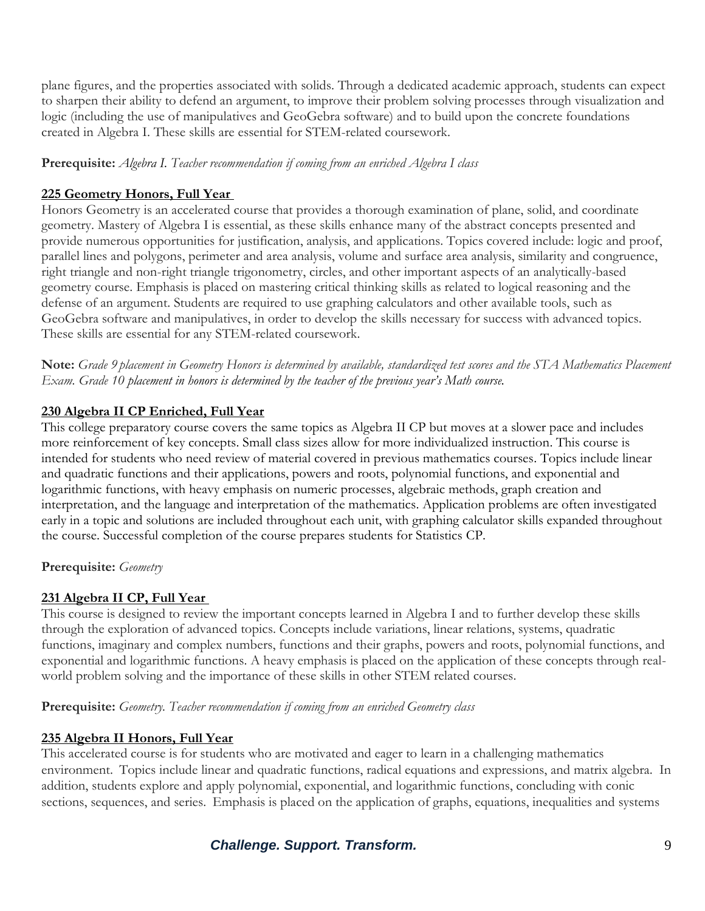plane figures, and the properties associated with solids. Through a dedicated academic approach, students can expect to sharpen their ability to defend an argument, to improve their problem solving processes through visualization and logic (including the use of manipulatives and GeoGebra software) and to build upon the concrete foundations created in Algebra I. These skills are essential for STEM-related coursework.

**Prerequisite:** *Algebra I. Teacher recommendation if coming from an enriched Algebra I class*

### 225 Geometry Honors, Full Year

Honors Geometry is an accelerated course that provides a thorough examination of plane, solid, and coordinate geometry. Mastery of Algebra I is essential, as these skills enhance many of the abstract concepts presented and provide numerous opportunities for justification, analysis, and applications. Topics covered include: logic and proof, parallel lines and polygons, perimeter and area analysis, volume and surface area analysis, similarity and congruence, right triangle and non-right triangle trigonometry, circles, and other important aspects of an analytically-based geometry course. Emphasis is placed on mastering critical thinking skills as related to logical reasoning and the defense of an argument. Students are required to use graphing calculators and other available tools, such as GeoGebra software and manipulatives, in order to develop the skills necessary for success with advanced topics. These skills are essential for any STEM-related coursework.

**Note:** *Grade 9 placement in Geometry Honors is determined by available, standardized test scores and the STA Mathematics Placement Exam. Grade 10 placement in honors is determined by the teacher of the previous year's Math course.*

### 230 Algebra II CP Enriched, Full Year

This college preparatory course covers the same topics as Algebra II CP but moves at a slower pace and includes more reinforcement of key concepts. Small class sizes allow for more individualized instruction. This course is intended for students who need review of material covered in previous mathematics courses. Topics include linear and quadratic functions and their applications, powers and roots, polynomial functions, and exponential and logarithmic functions, with heavy emphasis on numeric processes, algebraic methods, graph creation and interpretation, and the language and interpretation of the mathematics. Application problems are often investigated early in a topic and solutions are included throughout each unit, with graphing calculator skills expanded throughout the course. Successful completion of the course prepares students for Statistics CP.

**Prerequisite:** *Geometry*

### 231 Algebra II CP, Full Year

This course is designed to review the important concepts learned in Algebra I and to further develop these skills through the exploration of advanced topics. Concepts include variations, linear relations, systems, quadratic functions, imaginary and complex numbers, functions and their graphs, powers and roots, polynomial functions, and exponential and logarithmic functions. A heavy emphasis is placed on the application of these concepts through real-world problem solving and the importance of these skills in other STEM related courses.

**Prerequisite:** *Geometry. Teacher recommendation if coming from an enriched Geometry class*

### 235 Algebra II Honors, Full Year

This accelerated course is for students who are motivated and eager to learn in a challenging mathematics environment. Topics include linear and quadratic functions, radical equations and expressions, and matrix algebra. In addition, students explore and apply polynomial, exponential, and logarithmic functions, concluding with conic sections, sequences, and series. Emphasis is placed on the application of graphs, equations, inequalities and systems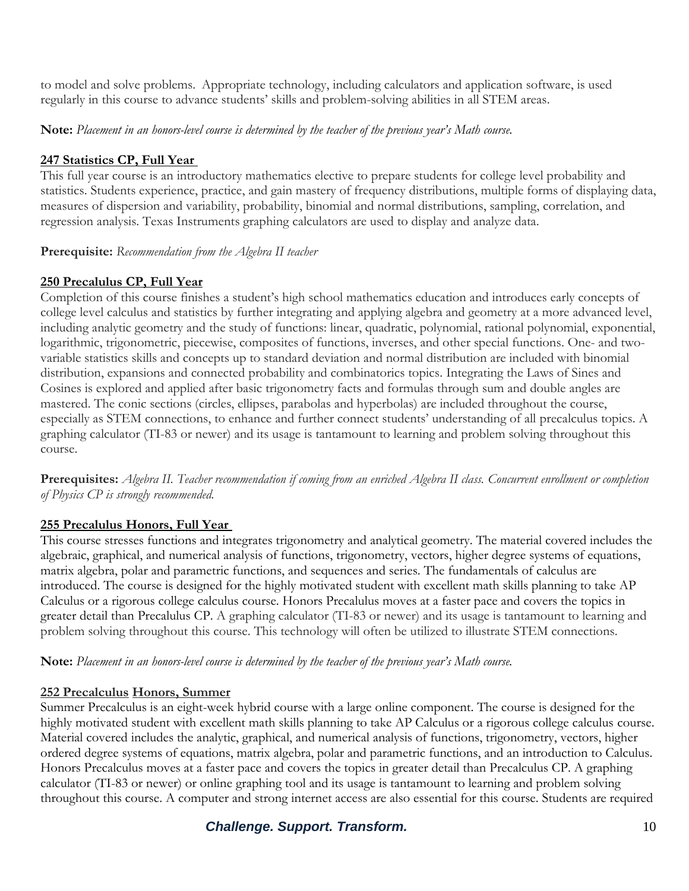to model and solve problems. Appropriate technology, including calculators and application software, is used regularly in this course to advance students' skills and problem-solving abilities in all STEM areas.

**Note:** *Placement in an honors-level course is determined by the teacher of the previous year's Math course.*

### 247 Statistics CP, Full Year

This full year course is an introductory mathematics elective to prepare students for college level probability and statistics. Students experience, practice, and gain mastery of frequency distributions, multiple forms of displaying data, measures of dispersion and variability, probability, binomial and normal distributions, sampling, correlation, and regression analysis. Texas Instruments graphing calculators are used to display and analyze data.

**Prerequisite:** *Recommendation from the Algebra II teacher*

### 250 Precalulus CP, Full Year

Completion of this course finishes a student's high school mathematics education and introduces early concepts of college level calculus and statistics by further integrating and applying algebra and geometry at a more advanced level, including analytic geometry and the study of functions: linear, quadratic, polynomial, rational polynomial, exponential, logarithmic, trigonometric, piecewise, composites of functions, inverses, and other special functions. One- and two-variable statistics skills and concepts up to standard deviation and normal distribution are included with binomial distribution, expansions and connected probability and combinatorics topics. Integrating the Laws of Sines and Cosines is explored and applied after basic trigonometry facts and formulas through sum and double angles are mastered. The conic sections (circles, ellipses, parabolas and hyperbolas) are included throughout the course, especially as STEM connections, to enhance and further connect students' understanding of all precalculus topics. A graphing calculator (TI-83 or newer) and its usage is tantamount to learning and problem solving throughout this course.

**Prerequisites:** *Algebra II. Teacher recommendation if coming from an enriched Algebra II class. Concurrent enrollment or completion of Physics CP is strongly recommended.*

### 255 Precalulus Honors, Full Year

This course stresses functions and integrates trigonometry and analytical geometry. The material covered includes the algebraic, graphical, and numerical analysis of functions, trigonometry, vectors, higher degree systems of equations, matrix algebra, polar and parametric functions, and sequences and series. The fundamentals of calculus are introduced. The course is designed for the highly motivated student with excellent math skills planning to take AP Calculus or a rigorous college calculus course. Honors Precalulus moves at a faster pace and covers the topics in greater detail than Precalulus CP. A graphing calculator (TI-83 or newer) and its usage is tantamount to learning and problem solving throughout this course. This technology will often be utilized to illustrate STEM connections.

**Note:** *Placement in an honors-level course is determined by the teacher of the previous year's Math course.*

### 252 Precalculus Honors, Summer

Summer Precalculus is an eight-week hybrid course with a large online component. The course is designed for the highly motivated student with excellent math skills planning to take AP Calculus or a rigorous college calculus course. Material covered includes the analytic, graphical, and numerical analysis of functions, trigonometry, vectors, higher ordered degree systems of equations, matrix algebra, polar and parametric functions, and an introduction to Calculus. Honors Precalculus moves at a faster pace and covers the topics in greater detail than Precalculus CP. A graphing calculator (TI-83 or newer) or online graphing tool and its usage is tantamount to learning and problem solving throughout this course. A computer and strong internet access are also essential for this course. Students are required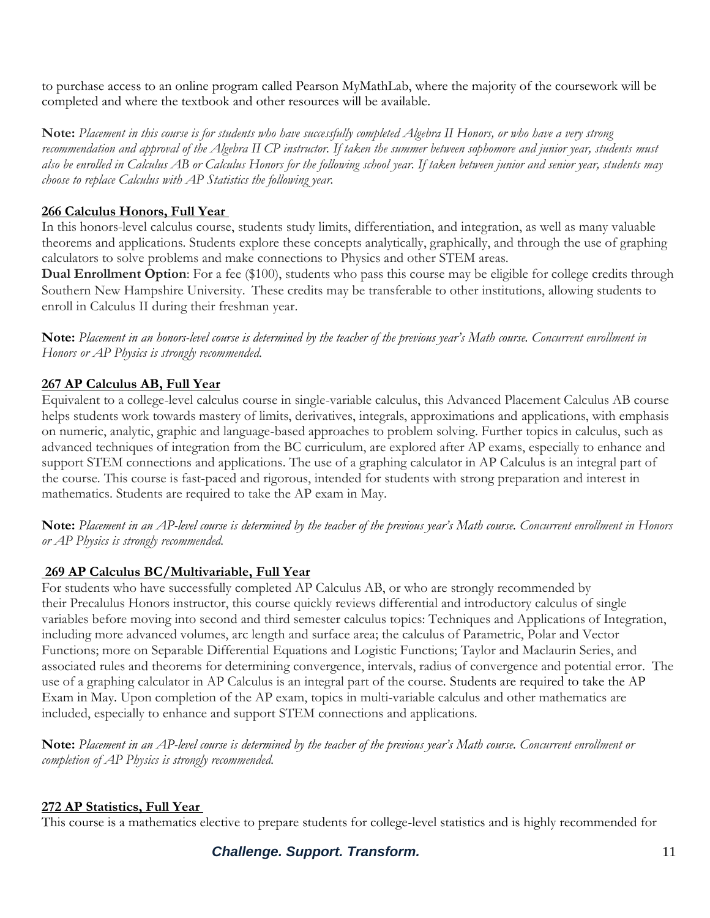to purchase access to an online program called Pearson MyMathLab, where the majority of the coursework will be completed and where the textbook and other resources will be available.

**Note:** *Placement in this course is for students who have successfully completed Algebra II Honors, or who have a very strong recommendation and approval of the Algebra II CP instructor. If taken the summer between sophomore and junior year, students must also be enrolled in Calculus AB or Calculus Honors for the following school year. If taken between junior and senior year, students may choose to replace Calculus with AP Statistics the following year.*

### 266 Calculus Honors, Full Year

In this honors-level calculus course, students study limits, differentiation, and integration, as well as many valuable theorems and applications. Students explore these concepts analytically, graphically, and through the use of graphing calculators to solve problems and make connections to Physics and other STEM areas.

**Dual Enrollment Option**: For a fee ($100), students who pass this course may be eligible for college credits through Southern New Hampshire University. These credits may be transferable to other institutions, allowing students to enroll in Calculus II during their freshman year.

**Note:** *Placement in an honors-level course is determined by the teacher of the previous year's Math course. Concurrent enrollment in Honors or AP Physics is strongly recommended.*

### 267 AP Calculus AB, Full Year

Equivalent to a college-level calculus course in single-variable calculus, this Advanced Placement Calculus AB course helps students work towards mastery of limits, derivatives, integrals, approximations and applications, with emphasis on numeric, analytic, graphic and language-based approaches to problem solving. Further topics in calculus, such as advanced techniques of integration from the BC curriculum, are explored after AP exams, especially to enhance and support STEM connections and applications. The use of a graphing calculator in AP Calculus is an integral part of the course. This course is fast-paced and rigorous, intended for students with strong preparation and interest in mathematics. Students are required to take the AP exam in May.

**Note:** *Placement in an AP-level course is determined by the teacher of the previous year's Math course. Concurrent enrollment in Honors or AP Physics is strongly recommended.*

### 269 AP Calculus BC/Multivariable, Full Year

For students who have successfully completed AP Calculus AB, or who are strongly recommended by their Precalulus Honors instructor, this course quickly reviews differential and introductory calculus of single variables before moving into second and third semester calculus topics: Techniques and Applications of Integration, including more advanced volumes, arc length and surface area; the calculus of Parametric, Polar and Vector Functions; more on Separable Differential Equations and Logistic Functions; Taylor and Maclaurin Series, and associated rules and theorems for determining convergence, intervals, radius of convergence and potential error. The use of a graphing calculator in AP Calculus is an integral part of the course. Students are required to take the AP Exam in May. Upon completion of the AP exam, topics in multi-variable calculus and other mathematics are included, especially to enhance and support STEM connections and applications.

**Note:** *Placement in an AP-level course is determined by the teacher of the previous year's Math course. Concurrent enrollment or completion of AP Physics is strongly recommended.*

### 272 AP Statistics, Full Year

This course is a mathematics elective to prepare students for college-level statistics and is highly recommended for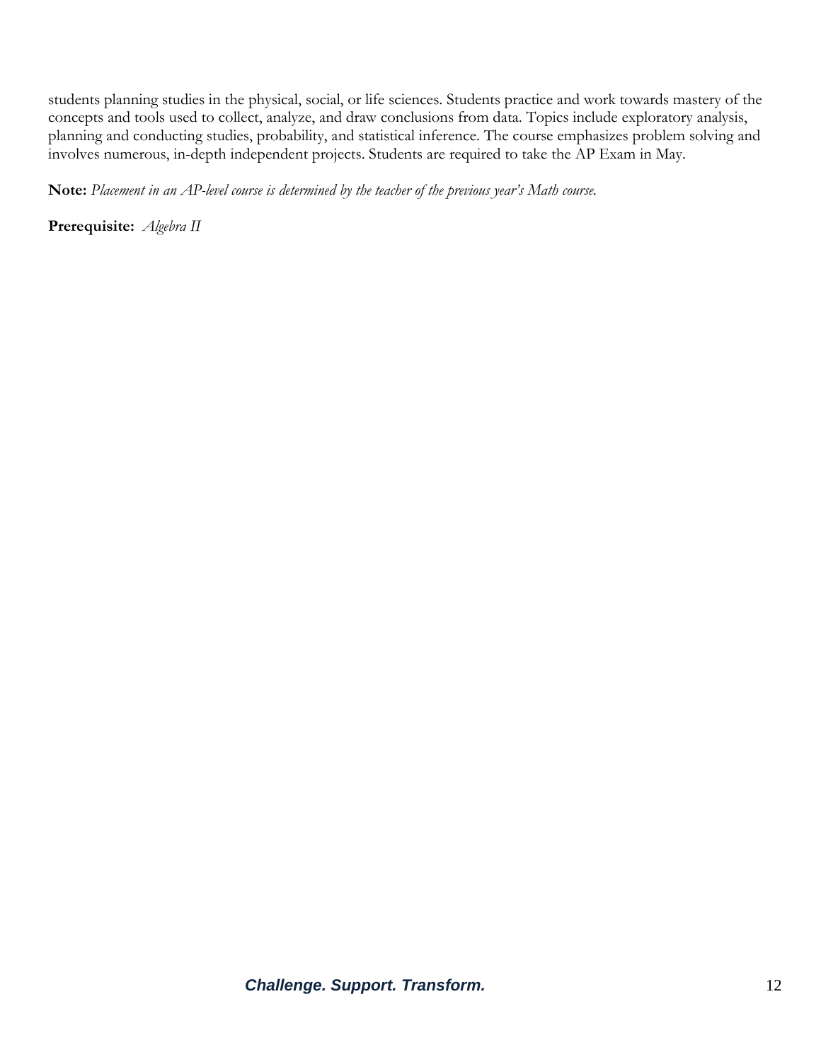students planning studies in the physical, social, or life sciences. Students practice and work towards mastery of the concepts and tools used to collect, analyze, and draw conclusions from data. Topics include exploratory analysis, planning and conducting studies, probability, and statistical inference. The course emphasizes problem solving and involves numerous, in-depth independent projects. Students are required to take the AP Exam in May.

**Note:** *Placement in an AP-level course is determined by the teacher of the previous year's Math course.*

**Prerequisite:** *Algebra II*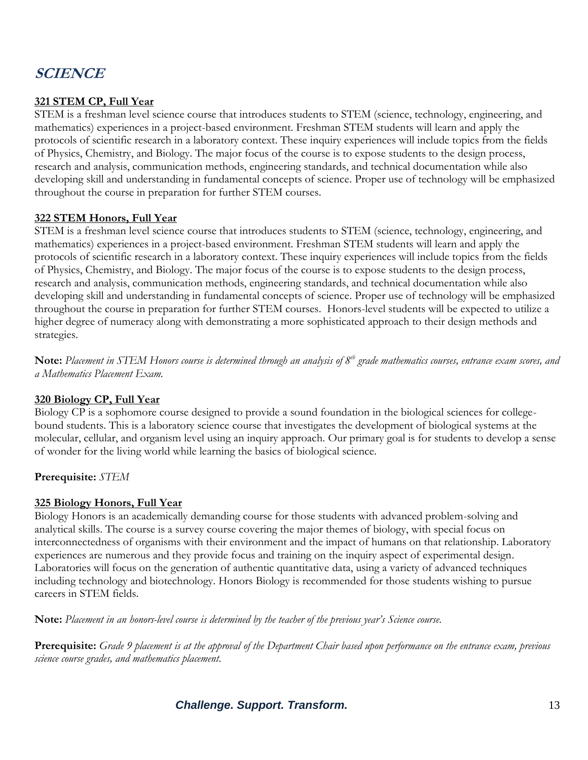# SCIENCE

**321 STEM CP, Full Year**

STEM is a freshman level science course that introduces students to STEM (science, technology, engineering, and mathematics) experiences in a project-based environment. Freshman STEM students will learn and apply the protocols of scientific research in a laboratory context. These inquiry experiences will include topics from the fields of Physics, Chemistry, and Biology. The major focus of the course is to expose students to the design process, research and analysis, communication methods, engineering standards, and technical documentation while also developing skill and understanding in fundamental concepts of science. Proper use of technology will be emphasized throughout the course in preparation for further STEM courses.

**322 STEM Honors, Full Year**

STEM is a freshman level science course that introduces students to STEM (science, technology, engineering, and mathematics) experiences in a project-based environment. Freshman STEM students will learn and apply the protocols of scientific research in a laboratory context. These inquiry experiences will include topics from the fields of Physics, Chemistry, and Biology. The major focus of the course is to expose students to the design process, research and analysis, communication methods, engineering standards, and technical documentation while also developing skill and understanding in fundamental concepts of science. Proper use of technology will be emphasized throughout the course in preparation for further STEM courses. Honors-level students will be expected to utilize a higher degree of numeracy along with demonstrating a more sophisticated approach to their design methods and strategies.

**Note:** *Placement in STEM Honors course is determined through an analysis of 8th grade mathematics courses, entrance exam scores, and a Mathematics Placement Exam.*

**320 Biology CP, Full Year**

Biology CP is a sophomore course designed to provide a sound foundation in the biological sciences for college-bound students. This is a laboratory science course that investigates the development of biological systems at the molecular, cellular, and organism level using an inquiry approach. Our primary goal is for students to develop a sense of wonder for the living world while learning the basics of biological science.

**Prerequisite:** *STEM*

**325 Biology Honors, Full Year**

Biology Honors is an academically demanding course for those students with advanced problem-solving and analytical skills. The course is a survey course covering the major themes of biology, with special focus on interconnectedness of organisms with their environment and the impact of humans on that relationship. Laboratory experiences are numerous and they provide focus and training on the inquiry aspect of experimental design. Laboratories will focus on the generation of authentic quantitative data, using a variety of advanced techniques including technology and biotechnology. Honors Biology is recommended for those students wishing to pursue careers in STEM fields.

**Note:** *Placement in an honors-level course is determined by the teacher of the previous year's Science course.*

**Prerequisite:** *Grade 9 placement is at the approval of the Department Chair based upon performance on the entrance exam, previous science course grades, and mathematics placement.*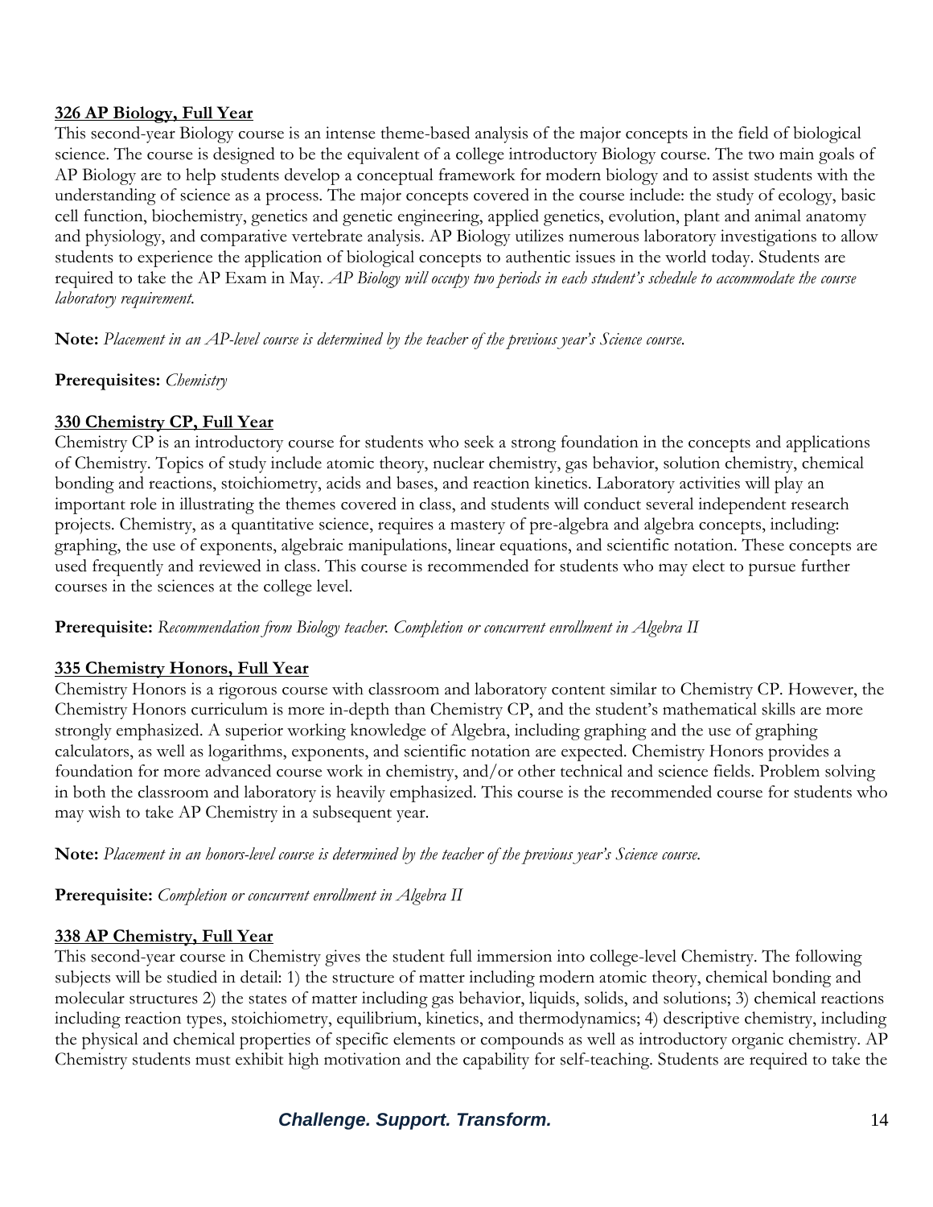**326 AP Biology, Full Year**

This second-year Biology course is an intense theme-based analysis of the major concepts in the field of biological science. The course is designed to be the equivalent of a college introductory Biology course. The two main goals of AP Biology are to help students develop a conceptual framework for modern biology and to assist students with the understanding of science as a process. The major concepts covered in the course include: the study of ecology, basic cell function, biochemistry, genetics and genetic engineering, applied genetics, evolution, plant and animal anatomy and physiology, and comparative vertebrate analysis. AP Biology utilizes numerous laboratory investigations to allow students to experience the application of biological concepts to authentic issues in the world today. Students are required to take the AP Exam in May. *AP Biology will occupy two periods in each student's schedule to accommodate the course laboratory requirement.*

**Note:** *Placement in an AP-level course is determined by the teacher of the previous year's Science course.*

**Prerequisites:** *Chemistry*

**330 Chemistry CP, Full Year**

Chemistry CP is an introductory course for students who seek a strong foundation in the concepts and applications of Chemistry. Topics of study include atomic theory, nuclear chemistry, gas behavior, solution chemistry, chemical bonding and reactions, stoichiometry, acids and bases, and reaction kinetics. Laboratory activities will play an important role in illustrating the themes covered in class, and students will conduct several independent research projects. Chemistry, as a quantitative science, requires a mastery of pre-algebra and algebra concepts, including: graphing, the use of exponents, algebraic manipulations, linear equations, and scientific notation. These concepts are used frequently and reviewed in class. This course is recommended for students who may elect to pursue further courses in the sciences at the college level.

**Prerequisite:** *Recommendation from Biology teacher. Completion or concurrent enrollment in Algebra II*

**335 Chemistry Honors, Full Year**

Chemistry Honors is a rigorous course with classroom and laboratory content similar to Chemistry CP. However, the Chemistry Honors curriculum is more in-depth than Chemistry CP, and the student's mathematical skills are more strongly emphasized. A superior working knowledge of Algebra, including graphing and the use of graphing calculators, as well as logarithms, exponents, and scientific notation are expected. Chemistry Honors provides a foundation for more advanced course work in chemistry, and/or other technical and science fields. Problem solving in both the classroom and laboratory is heavily emphasized. This course is the recommended course for students who may wish to take AP Chemistry in a subsequent year.

**Note:** *Placement in an honors-level course is determined by the teacher of the previous year's Science course.*

**Prerequisite:** *Completion or concurrent enrollment in Algebra II*

**338 AP Chemistry, Full Year**

This second-year course in Chemistry gives the student full immersion into college-level Chemistry. The following subjects will be studied in detail: 1) the structure of matter including modern atomic theory, chemical bonding and molecular structures 2) the states of matter including gas behavior, liquids, solids, and solutions; 3) chemical reactions including reaction types, stoichiometry, equilibrium, kinetics, and thermodynamics; 4) descriptive chemistry, including the physical and chemical properties of specific elements or compounds as well as introductory organic chemistry. AP Chemistry students must exhibit high motivation and the capability for self-teaching. Students are required to take the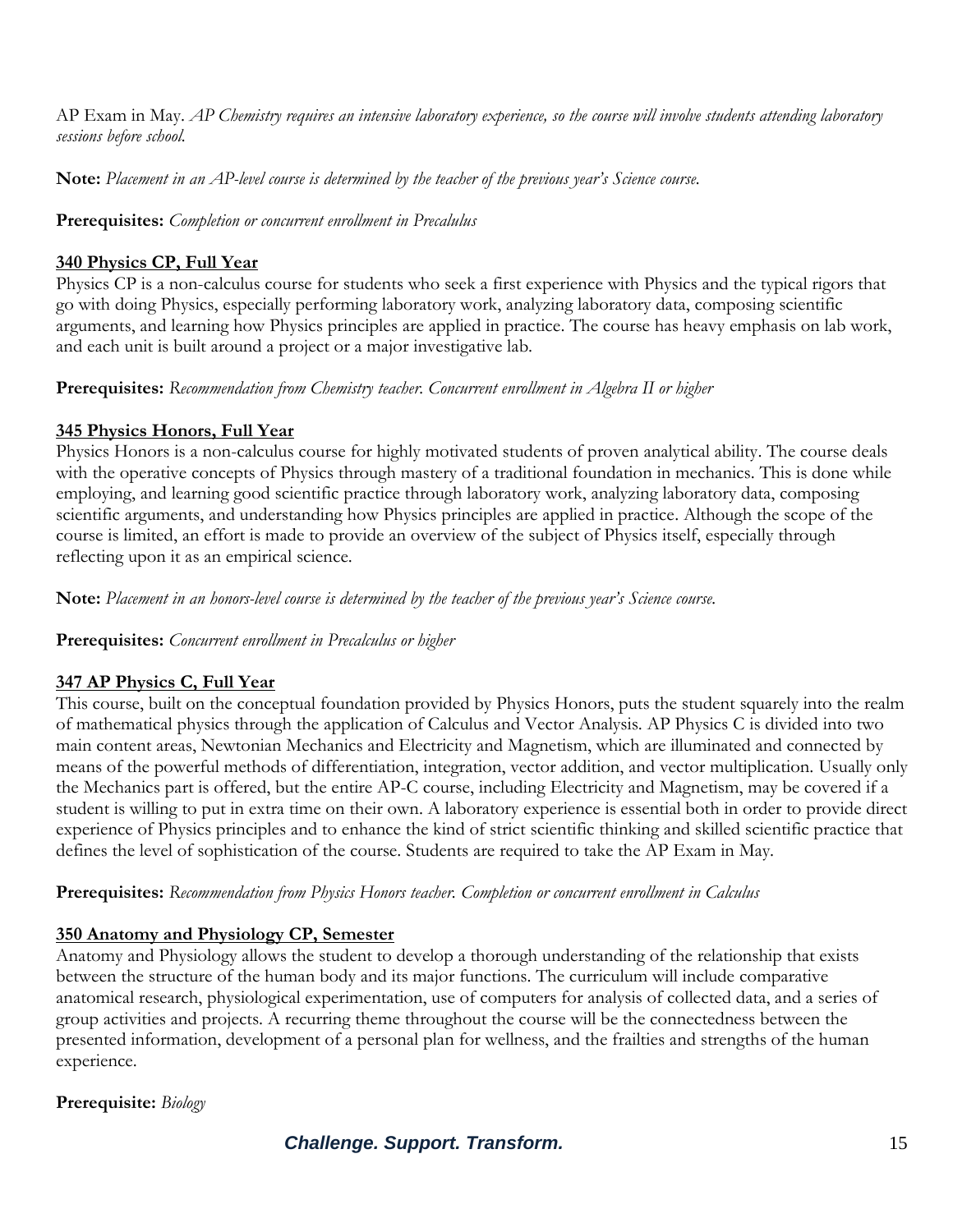AP Exam in May. *AP Chemistry requires an intensive laboratory experience, so the course will involve students attending laboratory sessions before school.*

**Note:** *Placement in an AP-level course is determined by the teacher of the previous year's Science course.*

**Prerequisites:** *Completion or concurrent enrollment in Precalulus*

### 340 Physics CP, Full Year

Physics CP is a non-calculus course for students who seek a first experience with Physics and the typical rigors that go with doing Physics, especially performing laboratory work, analyzing laboratory data, composing scientific arguments, and learning how Physics principles are applied in practice. The course has heavy emphasis on lab work, and each unit is built around a project or a major investigative lab.

**Prerequisites:** *Recommendation from Chemistry teacher. Concurrent enrollment in Algebra II or higher*

### 345 Physics Honors, Full Year

Physics Honors is a non-calculus course for highly motivated students of proven analytical ability. The course deals with the operative concepts of Physics through mastery of a traditional foundation in mechanics. This is done while employing, and learning good scientific practice through laboratory work, analyzing laboratory data, composing scientific arguments, and understanding how Physics principles are applied in practice. Although the scope of the course is limited, an effort is made to provide an overview of the subject of Physics itself, especially through reflecting upon it as an empirical science.

**Note:** *Placement in an honors-level course is determined by the teacher of the previous year's Science course.*

**Prerequisites:** *Concurrent enrollment in Precalculus or higher*

### 347 AP Physics C, Full Year

This course, built on the conceptual foundation provided by Physics Honors, puts the student squarely into the realm of mathematical physics through the application of Calculus and Vector Analysis. AP Physics C is divided into two main content areas, Newtonian Mechanics and Electricity and Magnetism, which are illuminated and connected by means of the powerful methods of differentiation, integration, vector addition, and vector multiplication. Usually only the Mechanics part is offered, but the entire AP-C course, including Electricity and Magnetism, may be covered if a student is willing to put in extra time on their own. A laboratory experience is essential both in order to provide direct experience of Physics principles and to enhance the kind of strict scientific thinking and skilled scientific practice that defines the level of sophistication of the course. Students are required to take the AP Exam in May.

**Prerequisites:** *Recommendation from Physics Honors teacher. Completion or concurrent enrollment in Calculus*

### 350 Anatomy and Physiology CP, Semester

Anatomy and Physiology allows the student to develop a thorough understanding of the relationship that exists between the structure of the human body and its major functions. The curriculum will include comparative anatomical research, physiological experimentation, use of computers for analysis of collected data, and a series of group activities and projects. A recurring theme throughout the course will be the connectedness between the presented information, development of a personal plan for wellness, and the frailties and strengths of the human experience.

**Prerequisite:** *Biology*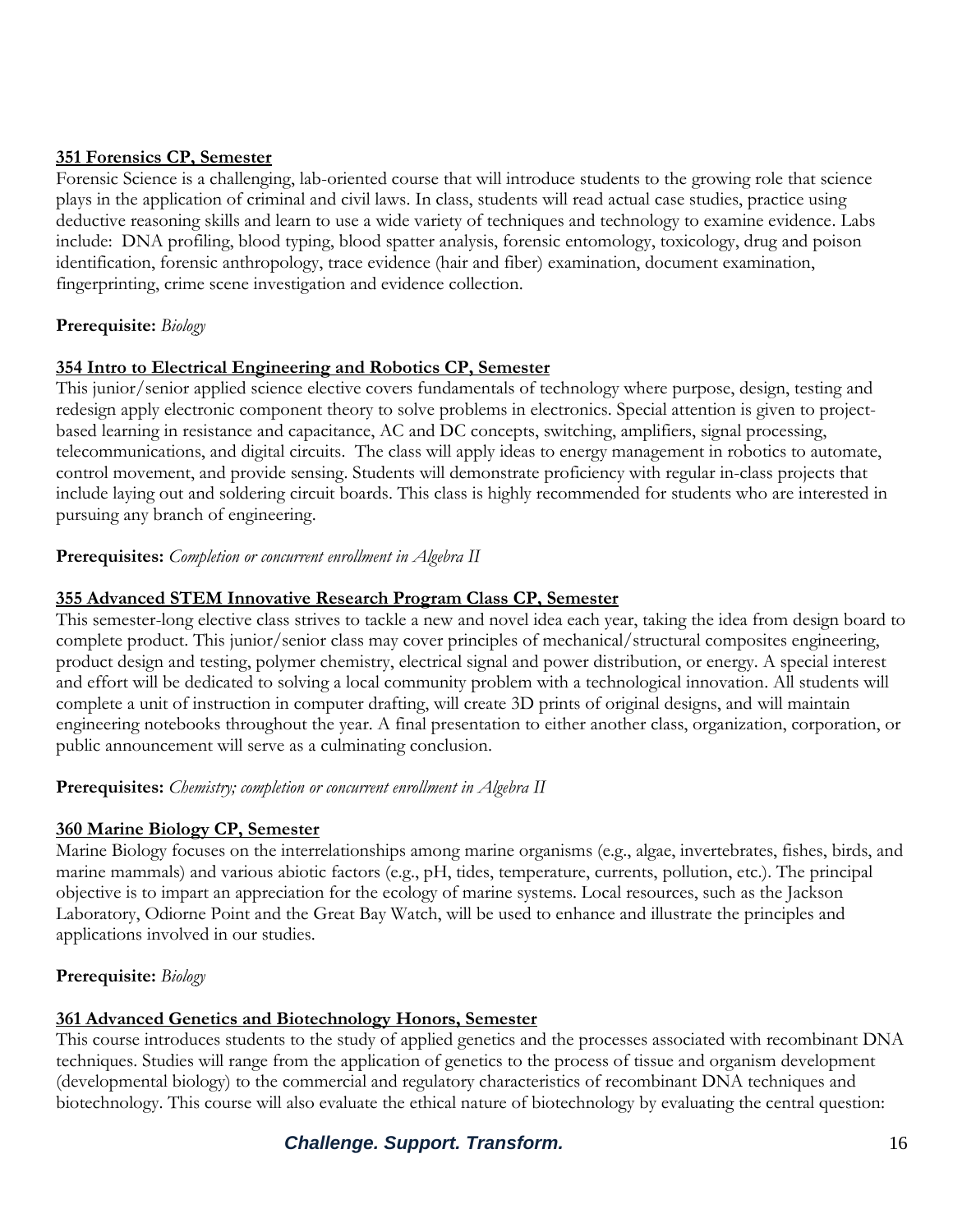### 351 Forensics CP, Semester

Forensic Science is a challenging, lab-oriented course that will introduce students to the growing role that science plays in the application of criminal and civil laws. In class, students will read actual case studies, practice using deductive reasoning skills and learn to use a wide variety of techniques and technology to examine evidence. Labs include: DNA profiling, blood typing, blood spatter analysis, forensic entomology, toxicology, drug and poison identification, forensic anthropology, trace evidence (hair and fiber) examination, document examination, fingerprinting, crime scene investigation and evidence collection.

**Prerequisite:** *Biology*

### 354 Intro to Electrical Engineering and Robotics CP, Semester

This junior/senior applied science elective covers fundamentals of technology where purpose, design, testing and redesign apply electronic component theory to solve problems in electronics. Special attention is given to project-based learning in resistance and capacitance, AC and DC concepts, switching, amplifiers, signal processing, telecommunications, and digital circuits. The class will apply ideas to energy management in robotics to automate, control movement, and provide sensing. Students will demonstrate proficiency with regular in-class projects that include laying out and soldering circuit boards. This class is highly recommended for students who are interested in pursuing any branch of engineering.

**Prerequisites:** *Completion or concurrent enrollment in Algebra II*

### 355 Advanced STEM Innovative Research Program Class CP, Semester

This semester-long elective class strives to tackle a new and novel idea each year, taking the idea from design board to complete product. This junior/senior class may cover principles of mechanical/structural composites engineering, product design and testing, polymer chemistry, electrical signal and power distribution, or energy. A special interest and effort will be dedicated to solving a local community problem with a technological innovation. All students will complete a unit of instruction in computer drafting, will create 3D prints of original designs, and will maintain engineering notebooks throughout the year. A final presentation to either another class, organization, corporation, or public announcement will serve as a culminating conclusion.

**Prerequisites:** *Chemistry; completion or concurrent enrollment in Algebra II*

### 360 Marine Biology CP, Semester

Marine Biology focuses on the interrelationships among marine organisms (e.g., algae, invertebrates, fishes, birds, and marine mammals) and various abiotic factors (e.g., pH, tides, temperature, currents, pollution, etc.). The principal objective is to impart an appreciation for the ecology of marine systems. Local resources, such as the Jackson Laboratory, Odiorne Point and the Great Bay Watch, will be used to enhance and illustrate the principles and applications involved in our studies.

**Prerequisite:** *Biology*

### 361 Advanced Genetics and Biotechnology Honors, Semester

This course introduces students to the study of applied genetics and the processes associated with recombinant DNA techniques. Studies will range from the application of genetics to the process of tissue and organism development (developmental biology) to the commercial and regulatory characteristics of recombinant DNA techniques and biotechnology. This course will also evaluate the ethical nature of biotechnology by evaluating the central question: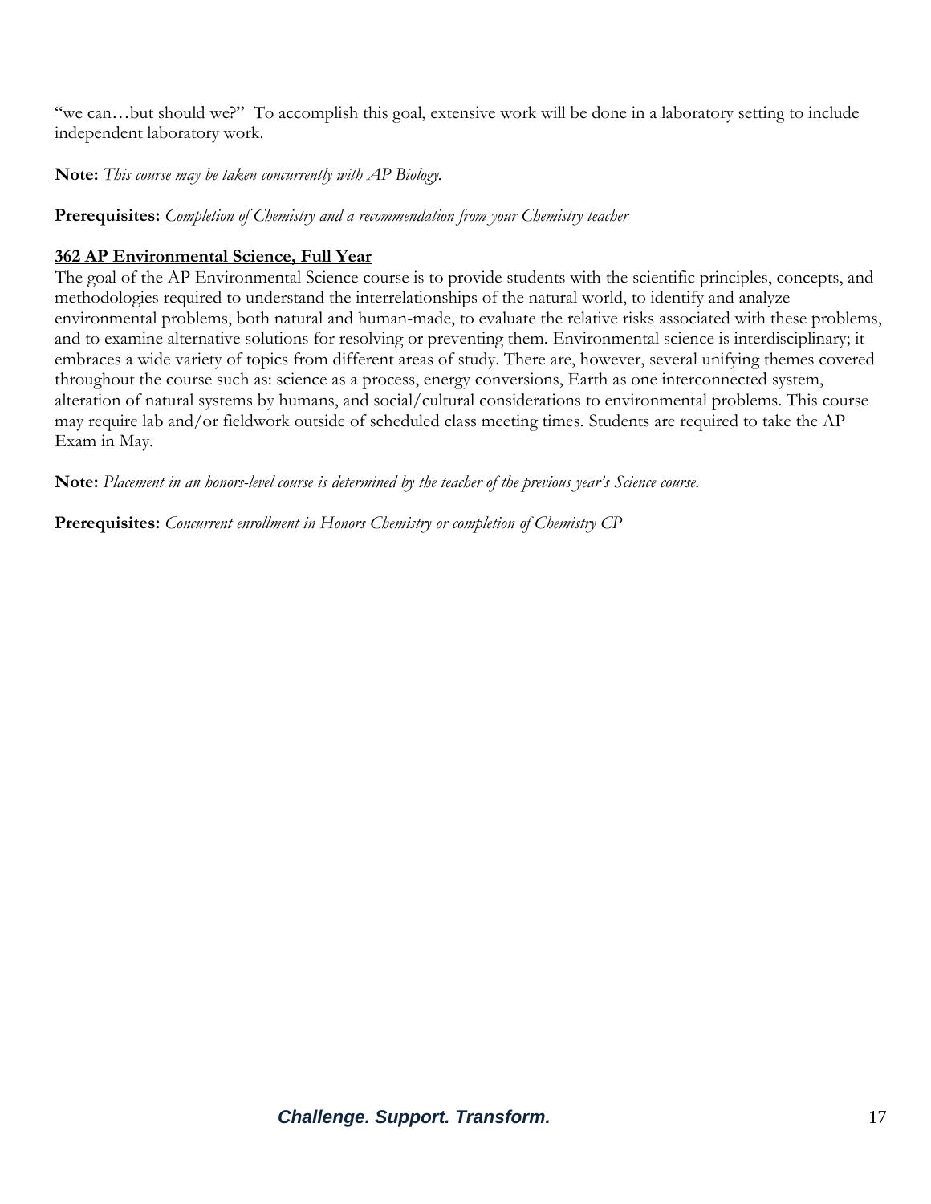"we can…but should we?"  To accomplish this goal, extensive work will be done in a laboratory setting to include independent laboratory work.

**Note:** *This course may be taken concurrently with AP Biology.*

**Prerequisites:** *Completion of Chemistry and a recommendation from your Chemistry teacher*

### 362 AP Environmental Science, Full Year

The goal of the AP Environmental Science course is to provide students with the scientific principles, concepts, and methodologies required to understand the interrelationships of the natural world, to identify and analyze environmental problems, both natural and human-made, to evaluate the relative risks associated with these problems, and to examine alternative solutions for resolving or preventing them. Environmental science is interdisciplinary; it embraces a wide variety of topics from different areas of study. There are, however, several unifying themes covered throughout the course such as: science as a process, energy conversions, Earth as one interconnected system, alteration of natural systems by humans, and social/cultural considerations to environmental problems. This course may require lab and/or fieldwork outside of scheduled class meeting times. Students are required to take the AP Exam in May.

**Note:** *Placement in an honors-level course is determined by the teacher of the previous year's Science course.*

**Prerequisites:** *Concurrent enrollment in Honors Chemistry or completion of Chemistry CP*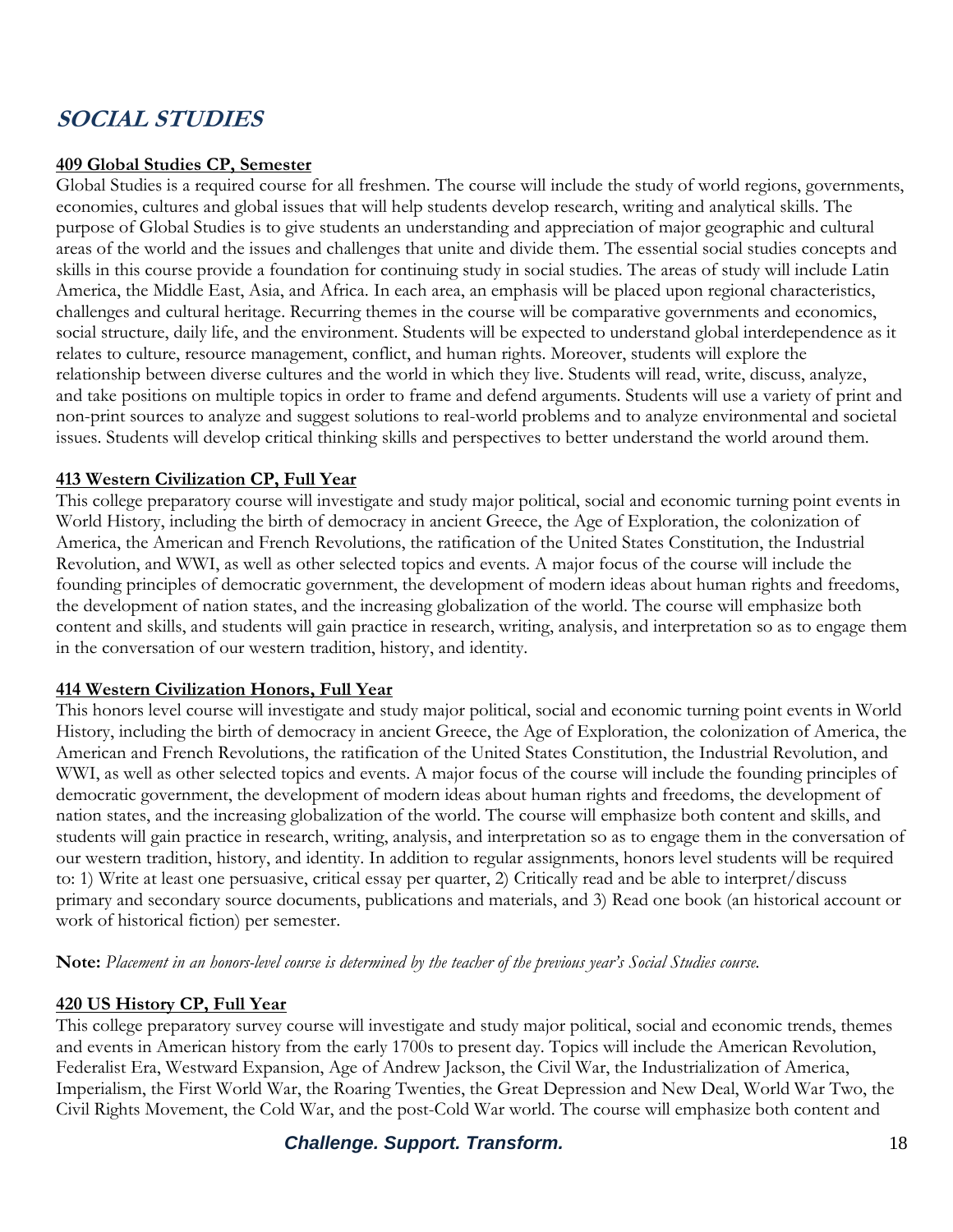# SOCIAL STUDIES

**409 Global Studies CP, Semester**

Global Studies is a required course for all freshmen. The course will include the study of world regions, governments, economies, cultures and global issues that will help students develop research, writing and analytical skills. The purpose of Global Studies is to give students an understanding and appreciation of major geographic and cultural areas of the world and the issues and challenges that unite and divide them. The essential social studies concepts and skills in this course provide a foundation for continuing study in social studies. The areas of study will include Latin America, the Middle East, Asia, and Africa. In each area, an emphasis will be placed upon regional characteristics, challenges and cultural heritage. Recurring themes in the course will be comparative governments and economics, social structure, daily life, and the environment. Students will be expected to understand global interdependence as it relates to culture, resource management, conflict, and human rights. Moreover, students will explore the relationship between diverse cultures and the world in which they live. Students will read, write, discuss, analyze, and take positions on multiple topics in order to frame and defend arguments. Students will use a variety of print and non-print sources to analyze and suggest solutions to real-world problems and to analyze environmental and societal issues. Students will develop critical thinking skills and perspectives to better understand the world around them.

**413 Western Civilization CP, Full Year**

This college preparatory course will investigate and study major political, social and economic turning point events in World History, including the birth of democracy in ancient Greece, the Age of Exploration, the colonization of America, the American and French Revolutions, the ratification of the United States Constitution, the Industrial Revolution, and WWI, as well as other selected topics and events. A major focus of the course will include the founding principles of democratic government, the development of modern ideas about human rights and freedoms, the development of nation states, and the increasing globalization of the world. The course will emphasize both content and skills, and students will gain practice in research, writing, analysis, and interpretation so as to engage them in the conversation of our western tradition, history, and identity.

**414 Western Civilization Honors, Full Year**

This honors level course will investigate and study major political, social and economic turning point events in World History, including the birth of democracy in ancient Greece, the Age of Exploration, the colonization of America, the American and French Revolutions, the ratification of the United States Constitution, the Industrial Revolution, and WWI, as well as other selected topics and events. A major focus of the course will include the founding principles of democratic government, the development of modern ideas about human rights and freedoms, the development of nation states, and the increasing globalization of the world. The course will emphasize both content and skills, and students will gain practice in research, writing, analysis, and interpretation so as to engage them in the conversation of our western tradition, history, and identity. In addition to regular assignments, honors level students will be required to: 1) Write at least one persuasive, critical essay per quarter, 2) Critically read and be able to interpret/discuss primary and secondary source documents, publications and materials, and 3) Read one book (an historical account or work of historical fiction) per semester.

**Note:** *Placement in an honors-level course is determined by the teacher of the previous year's Social Studies course.*

**420 US History CP, Full Year**

This college preparatory survey course will investigate and study major political, social and economic trends, themes and events in American history from the early 1700s to present day. Topics will include the American Revolution, Federalist Era, Westward Expansion, Age of Andrew Jackson, the Civil War, the Industrialization of America, Imperialism, the First World War, the Roaring Twenties, the Great Depression and New Deal, World War Two, the Civil Rights Movement, the Cold War, and the post-Cold War world. The course will emphasize both content and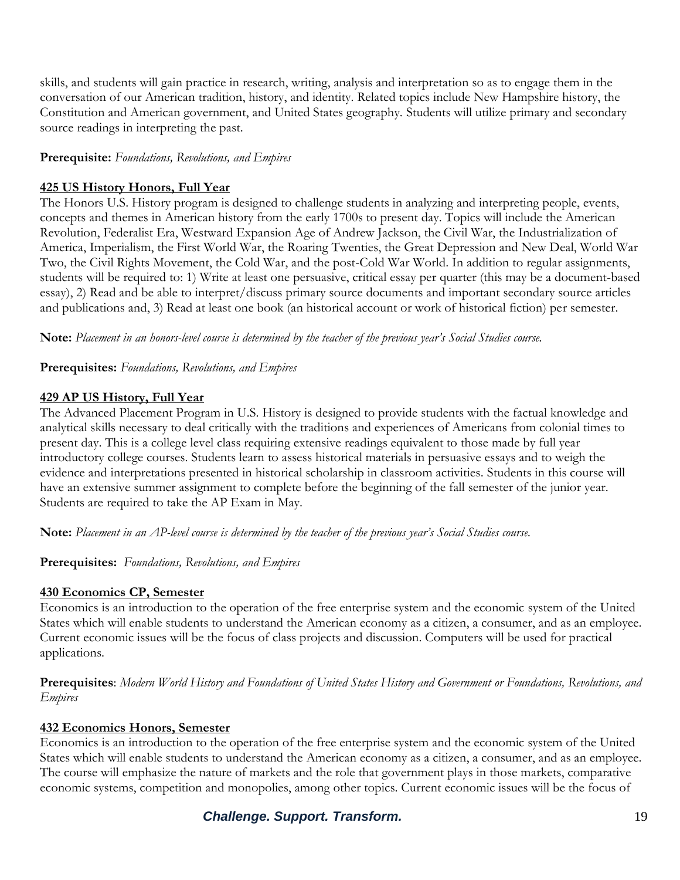skills, and students will gain practice in research, writing, analysis and interpretation so as to engage them in the conversation of our American tradition, history, and identity. Related topics include New Hampshire history, the Constitution and American government, and United States geography. Students will utilize primary and secondary source readings in interpreting the past.

**Prerequisite:** *Foundations, Revolutions, and Empires*

**425 US History Honors, Full Year**

The Honors U.S. History program is designed to challenge students in analyzing and interpreting people, events, concepts and themes in American history from the early 1700s to present day. Topics will include the American Revolution, Federalist Era, Westward Expansion Age of Andrew Jackson, the Civil War, the Industrialization of America, Imperialism, the First World War, the Roaring Twenties, the Great Depression and New Deal, World War Two, the Civil Rights Movement, the Cold War, and the post-Cold War World. In addition to regular assignments, students will be required to: 1) Write at least one persuasive, critical essay per quarter (this may be a document-based essay), 2) Read and be able to interpret/discuss primary source documents and important secondary source articles and publications and, 3) Read at least one book (an historical account or work of historical fiction) per semester.

**Note:** *Placement in an honors-level course is determined by the teacher of the previous year's Social Studies course.*

**Prerequisites:** *Foundations, Revolutions, and Empires*

**429 AP US History, Full Year**

The Advanced Placement Program in U.S. History is designed to provide students with the factual knowledge and analytical skills necessary to deal critically with the traditions and experiences of Americans from colonial times to present day. This is a college level class requiring extensive readings equivalent to those made by full year introductory college courses. Students learn to assess historical materials in persuasive essays and to weigh the evidence and interpretations presented in historical scholarship in classroom activities. Students in this course will have an extensive summer assignment to complete before the beginning of the fall semester of the junior year. Students are required to take the AP Exam in May.

**Note:** *Placement in an AP-level course is determined by the teacher of the previous year's Social Studies course.*

**Prerequisites:** *Foundations, Revolutions, and Empires*

**430 Economics CP, Semester**

Economics is an introduction to the operation of the free enterprise system and the economic system of the United States which will enable students to understand the American economy as a citizen, a consumer, and as an employee. Current economic issues will be the focus of class projects and discussion. Computers will be used for practical applications.

**Prerequisites**: *Modern World History and Foundations of United States History and Government or Foundations, Revolutions, and Empires*

**432 Economics Honors, Semester**

Economics is an introduction to the operation of the free enterprise system and the economic system of the United States which will enable students to understand the American economy as a citizen, a consumer, and as an employee. The course will emphasize the nature of markets and the role that government plays in those markets, comparative economic systems, competition and monopolies, among other topics. Current economic issues will be the focus of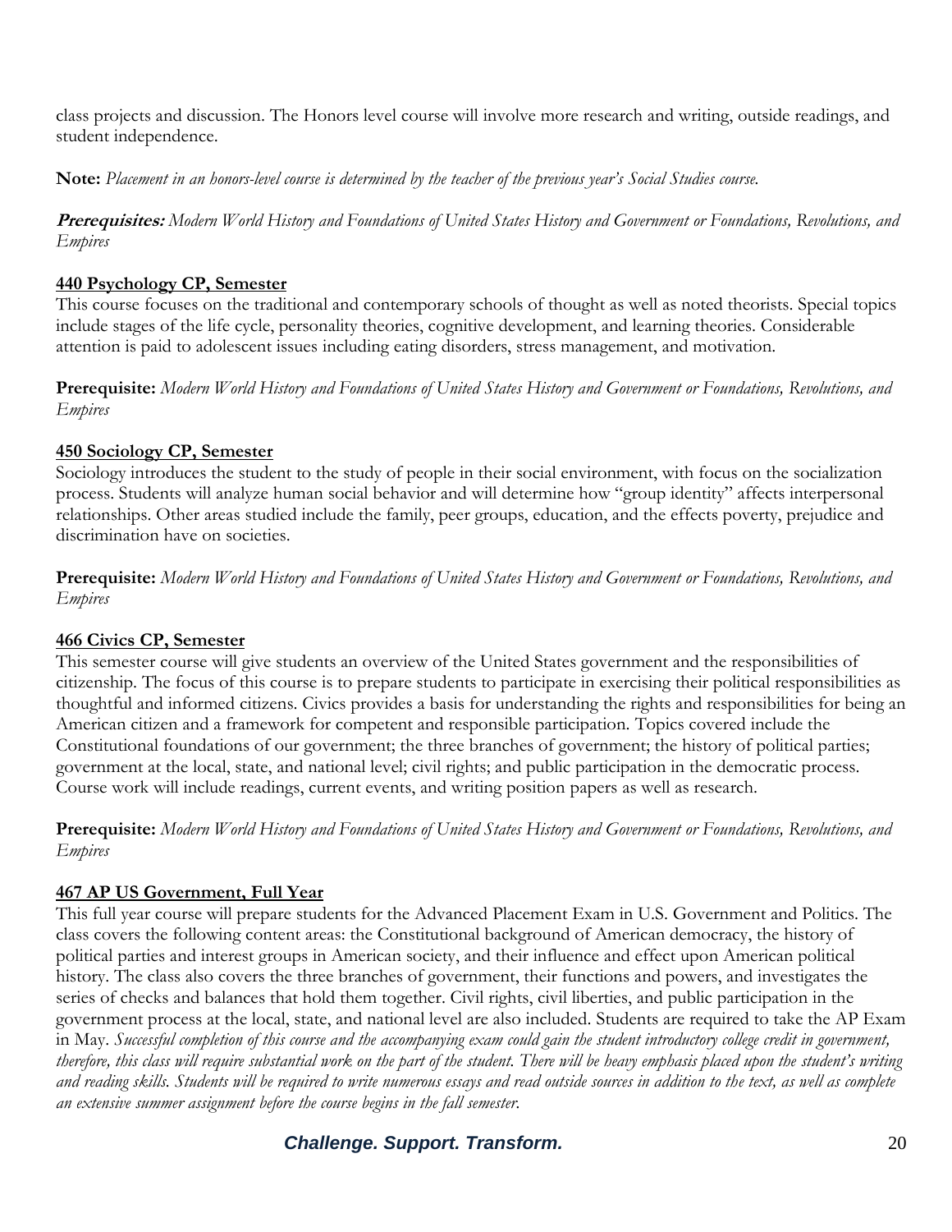class projects and discussion. The Honors level course will involve more research and writing, outside readings, and student independence.

**Note:** *Placement in an honors-level course is determined by the teacher of the previous year's Social Studies course.*

***Prerequisites:*** *Modern World History and Foundations of United States History and Government or Foundations, Revolutions, and Empires*

### 440 Psychology CP, Semester

This course focuses on the traditional and contemporary schools of thought as well as noted theorists. Special topics include stages of the life cycle, personality theories, cognitive development, and learning theories. Considerable attention is paid to adolescent issues including eating disorders, stress management, and motivation.

**Prerequisite:** *Modern World History and Foundations of United States History and Government or Foundations, Revolutions, and Empires*

### 450 Sociology CP, Semester

Sociology introduces the student to the study of people in their social environment, with focus on the socialization process. Students will analyze human social behavior and will determine how "group identity" affects interpersonal relationships. Other areas studied include the family, peer groups, education, and the effects poverty, prejudice and discrimination have on societies.

**Prerequisite:** *Modern World History and Foundations of United States History and Government or Foundations, Revolutions, and Empires*

### 466 Civics CP, Semester

This semester course will give students an overview of the United States government and the responsibilities of citizenship. The focus of this course is to prepare students to participate in exercising their political responsibilities as thoughtful and informed citizens. Civics provides a basis for understanding the rights and responsibilities for being an American citizen and a framework for competent and responsible participation. Topics covered include the Constitutional foundations of our government; the three branches of government; the history of political parties; government at the local, state, and national level; civil rights; and public participation in the democratic process. Course work will include readings, current events, and writing position papers as well as research.

**Prerequisite:** *Modern World History and Foundations of United States History and Government or Foundations, Revolutions, and Empires*

### 467 AP US Government, Full Year

This full year course will prepare students for the Advanced Placement Exam in U.S. Government and Politics. The class covers the following content areas: the Constitutional background of American democracy, the history of political parties and interest groups in American society, and their influence and effect upon American political history. The class also covers the three branches of government, their functions and powers, and investigates the series of checks and balances that hold them together. Civil rights, civil liberties, and public participation in the government process at the local, state, and national level are also included. Students are required to take the AP Exam in May. *Successful completion of this course and the accompanying exam could gain the student introductory college credit in government, therefore, this class will require substantial work on the part of the student. There will be heavy emphasis placed upon the student's writing and reading skills. Students will be required to write numerous essays and read outside sources in addition to the text, as well as complete an extensive summer assignment before the course begins in the fall semester.*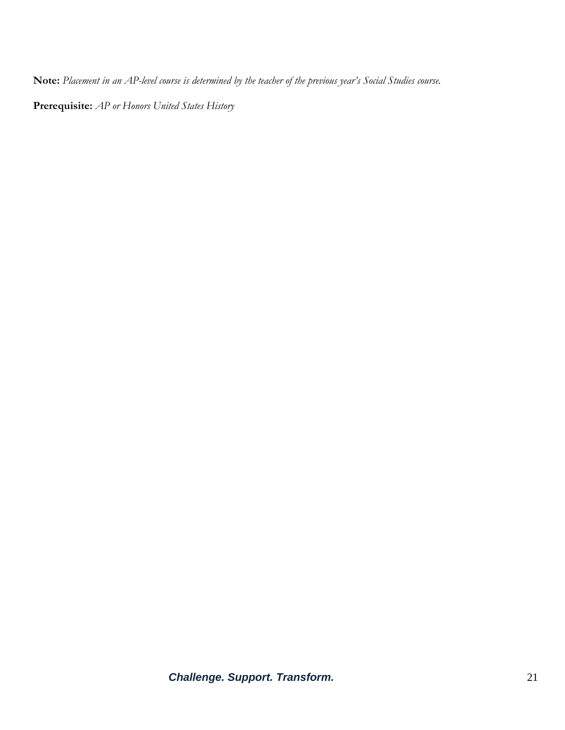**Note:** *Placement in an AP-level course is determined by the teacher of the previous year's Social Studies course.*

**Prerequisite:** *AP or Honors United States History*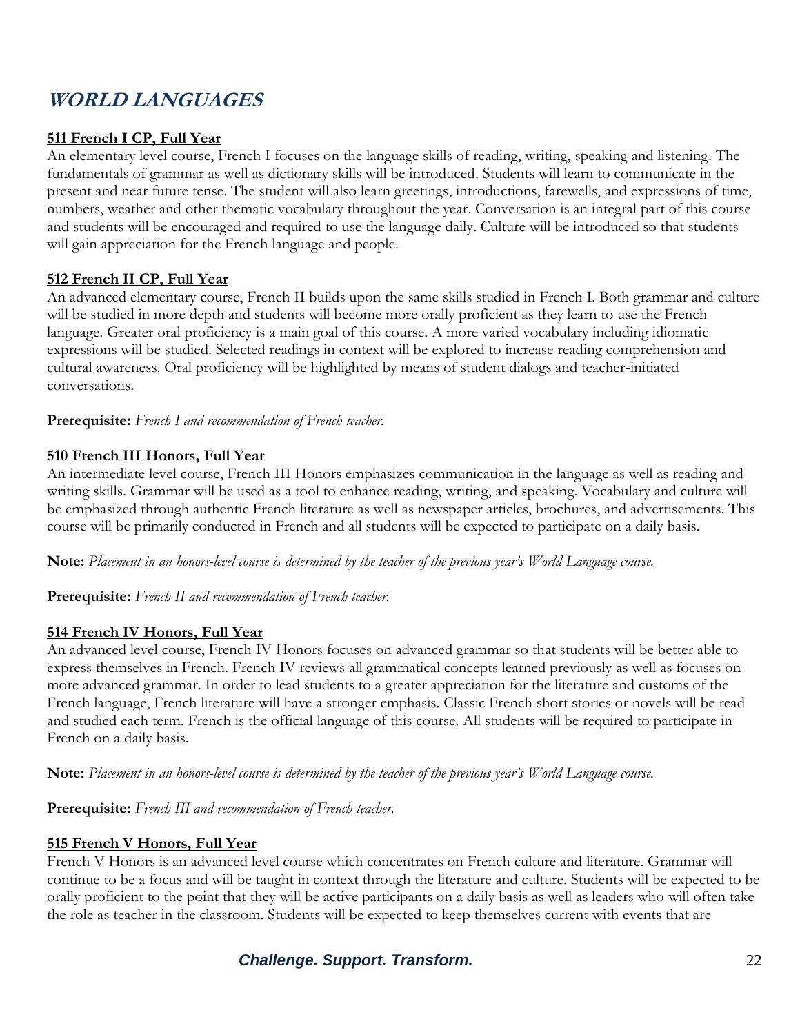# *WORLD LANGUAGES*

**511 French I CP, Full Year**

An elementary level course, French I focuses on the language skills of reading, writing, speaking and listening. The fundamentals of grammar as well as dictionary skills will be introduced. Students will learn to communicate in the present and near future tense. The student will also learn greetings, introductions, farewells, and expressions of time, numbers, weather and other thematic vocabulary throughout the year. Conversation is an integral part of this course and students will be encouraged and required to use the language daily. Culture will be introduced so that students will gain appreciation for the French language and people.

**512 French II CP, Full Year**

An advanced elementary course, French II builds upon the same skills studied in French I. Both grammar and culture will be studied in more depth and students will become more orally proficient as they learn to use the French language. Greater oral proficiency is a main goal of this course. A more varied vocabulary including idiomatic expressions will be studied. Selected readings in context will be explored to increase reading comprehension and cultural awareness. Oral proficiency will be highlighted by means of student dialogs and teacher-initiated conversations.

**Prerequisite:** *French I and recommendation of French teacher.*

**510 French III Honors, Full Year**

An intermediate level course, French III Honors emphasizes communication in the language as well as reading and writing skills. Grammar will be used as a tool to enhance reading, writing, and speaking. Vocabulary and culture will be emphasized through authentic French literature as well as newspaper articles, brochures, and advertisements. This course will be primarily conducted in French and all students will be expected to participate on a daily basis.

**Note:** *Placement in an honors-level course is determined by the teacher of the previous year's World Language course.*

**Prerequisite:** *French II and recommendation of French teacher.*

**514 French IV Honors, Full Year**

An advanced level course, French IV Honors focuses on advanced grammar so that students will be better able to express themselves in French. French IV reviews all grammatical concepts learned previously as well as focuses on more advanced grammar. In order to lead students to a greater appreciation for the literature and customs of the French language, French literature will have a stronger emphasis. Classic French short stories or novels will be read and studied each term. French is the official language of this course. All students will be required to participate in French on a daily basis.

**Note:** *Placement in an honors-level course is determined by the teacher of the previous year's World Language course.*

**Prerequisite:** *French III and recommendation of French teacher.*

**515 French V Honors, Full Year**

French V Honors is an advanced level course which concentrates on French culture and literature. Grammar will continue to be a focus and will be taught in context through the literature and culture. Students will be expected to be orally proficient to the point that they will be active participants on a daily basis as well as leaders who will often take the role as teacher in the classroom. Students will be expected to keep themselves current with events that are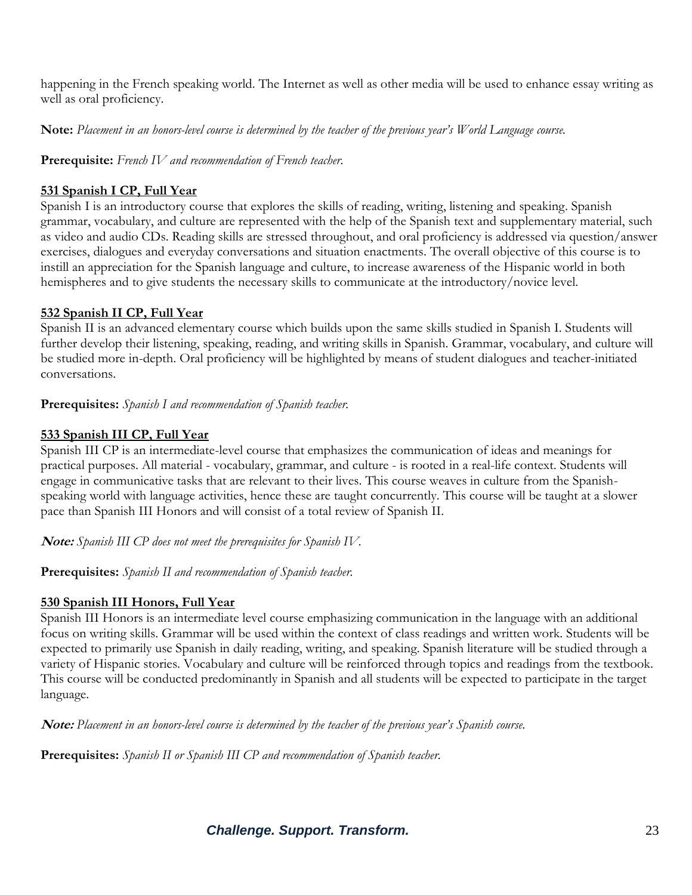happening in the French speaking world. The Internet as well as other media will be used to enhance essay writing as well as oral proficiency.

**Note:** *Placement in an honors-level course is determined by the teacher of the previous year's World Language course.*

**Prerequisite:** *French IV and recommendation of French teacher.*

### 531 Spanish I CP, Full Year

Spanish I is an introductory course that explores the skills of reading, writing, listening and speaking. Spanish grammar, vocabulary, and culture are represented with the help of the Spanish text and supplementary material, such as video and audio CDs. Reading skills are stressed throughout, and oral proficiency is addressed via question/answer exercises, dialogues and everyday conversations and situation enactments. The overall objective of this course is to instill an appreciation for the Spanish language and culture, to increase awareness of the Hispanic world in both hemispheres and to give students the necessary skills to communicate at the introductory/novice level.

### 532 Spanish II CP, Full Year

Spanish II is an advanced elementary course which builds upon the same skills studied in Spanish I. Students will further develop their listening, speaking, reading, and writing skills in Spanish. Grammar, vocabulary, and culture will be studied more in-depth. Oral proficiency will be highlighted by means of student dialogues and teacher-initiated conversations.

**Prerequisites:** *Spanish I and recommendation of Spanish teacher.*

### 533 Spanish III CP, Full Year

Spanish III CP is an intermediate-level course that emphasizes the communication of ideas and meanings for practical purposes. All material - vocabulary, grammar, and culture - is rooted in a real-life context. Students will engage in communicative tasks that are relevant to their lives. This course weaves in culture from the Spanish-speaking world with language activities, hence these are taught concurrently. This course will be taught at a slower pace than Spanish III Honors and will consist of a total review of Spanish II.

***Note:*** *Spanish III CP does not meet the prerequisites for Spanish IV.*

**Prerequisites:** *Spanish II and recommendation of Spanish teacher.*

### 530 Spanish III Honors, Full Year

Spanish III Honors is an intermediate level course emphasizing communication in the language with an additional focus on writing skills. Grammar will be used within the context of class readings and written work. Students will be expected to primarily use Spanish in daily reading, writing, and speaking. Spanish literature will be studied through a variety of Hispanic stories. Vocabulary and culture will be reinforced through topics and readings from the textbook. This course will be conducted predominantly in Spanish and all students will be expected to participate in the target language.

***Note:*** *Placement in an honors-level course is determined by the teacher of the previous year's Spanish course.*

**Prerequisites:** *Spanish II or Spanish III CP and recommendation of Spanish teacher.*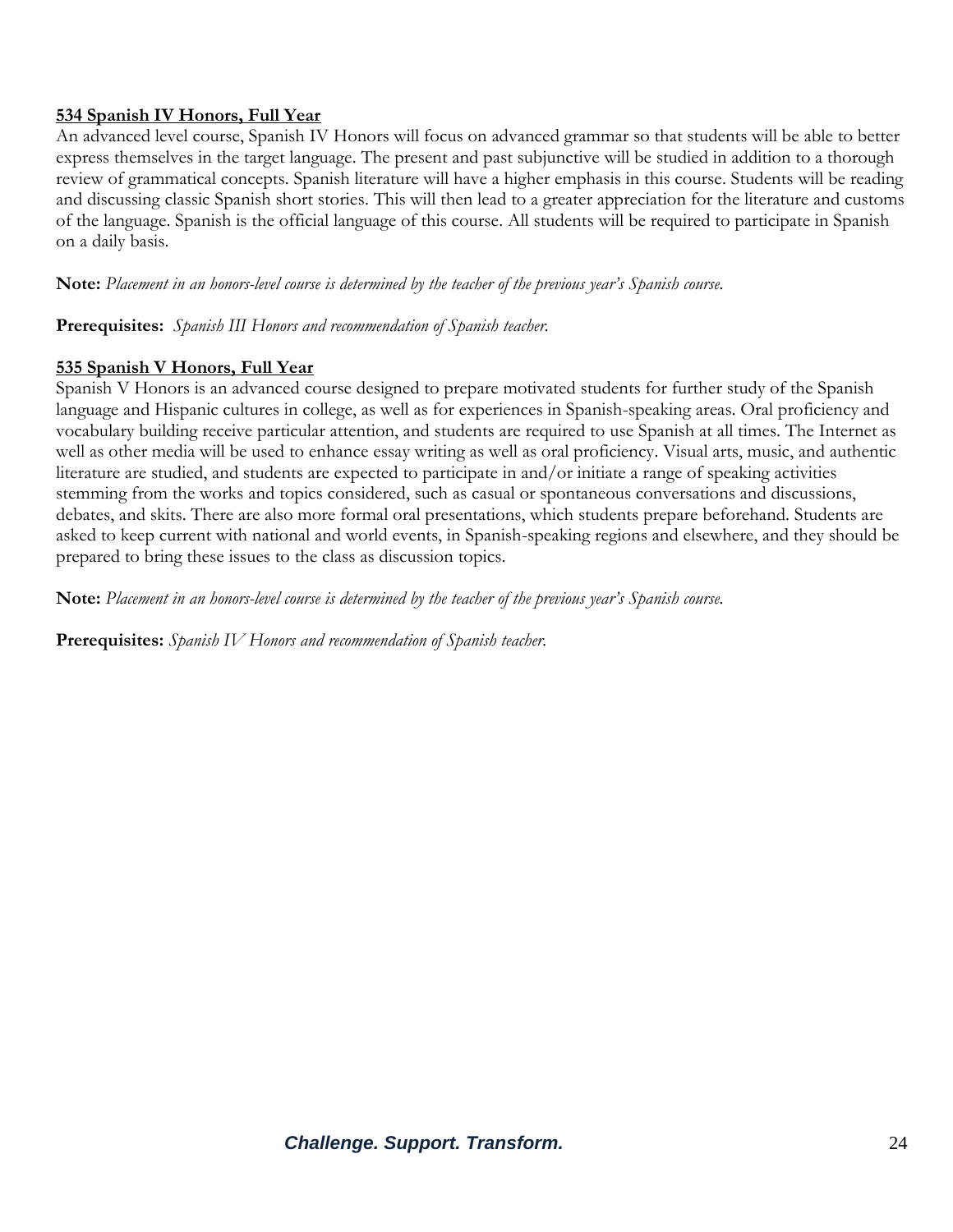**534 Spanish IV Honors, Full Year**

An advanced level course, Spanish IV Honors will focus on advanced grammar so that students will be able to better express themselves in the target language. The present and past subjunctive will be studied in addition to a thorough review of grammatical concepts. Spanish literature will have a higher emphasis in this course. Students will be reading and discussing classic Spanish short stories. This will then lead to a greater appreciation for the literature and customs of the language. Spanish is the official language of this course. All students will be required to participate in Spanish on a daily basis.

**Note:** *Placement in an honors-level course is determined by the teacher of the previous year's Spanish course.*

**Prerequisites:** *Spanish III Honors and recommendation of Spanish teacher.*

**535 Spanish V Honors, Full Year**

Spanish V Honors is an advanced course designed to prepare motivated students for further study of the Spanish language and Hispanic cultures in college, as well as for experiences in Spanish-speaking areas. Oral proficiency and vocabulary building receive particular attention, and students are required to use Spanish at all times. The Internet as well as other media will be used to enhance essay writing as well as oral proficiency. Visual arts, music, and authentic literature are studied, and students are expected to participate in and/or initiate a range of speaking activities stemming from the works and topics considered, such as casual or spontaneous conversations and discussions, debates, and skits. There are also more formal oral presentations, which students prepare beforehand. Students are asked to keep current with national and world events, in Spanish-speaking regions and elsewhere, and they should be prepared to bring these issues to the class as discussion topics.

**Note:** *Placement in an honors-level course is determined by the teacher of the previous year's Spanish course.*

**Prerequisites:** *Spanish IV Honors and recommendation of Spanish teacher.*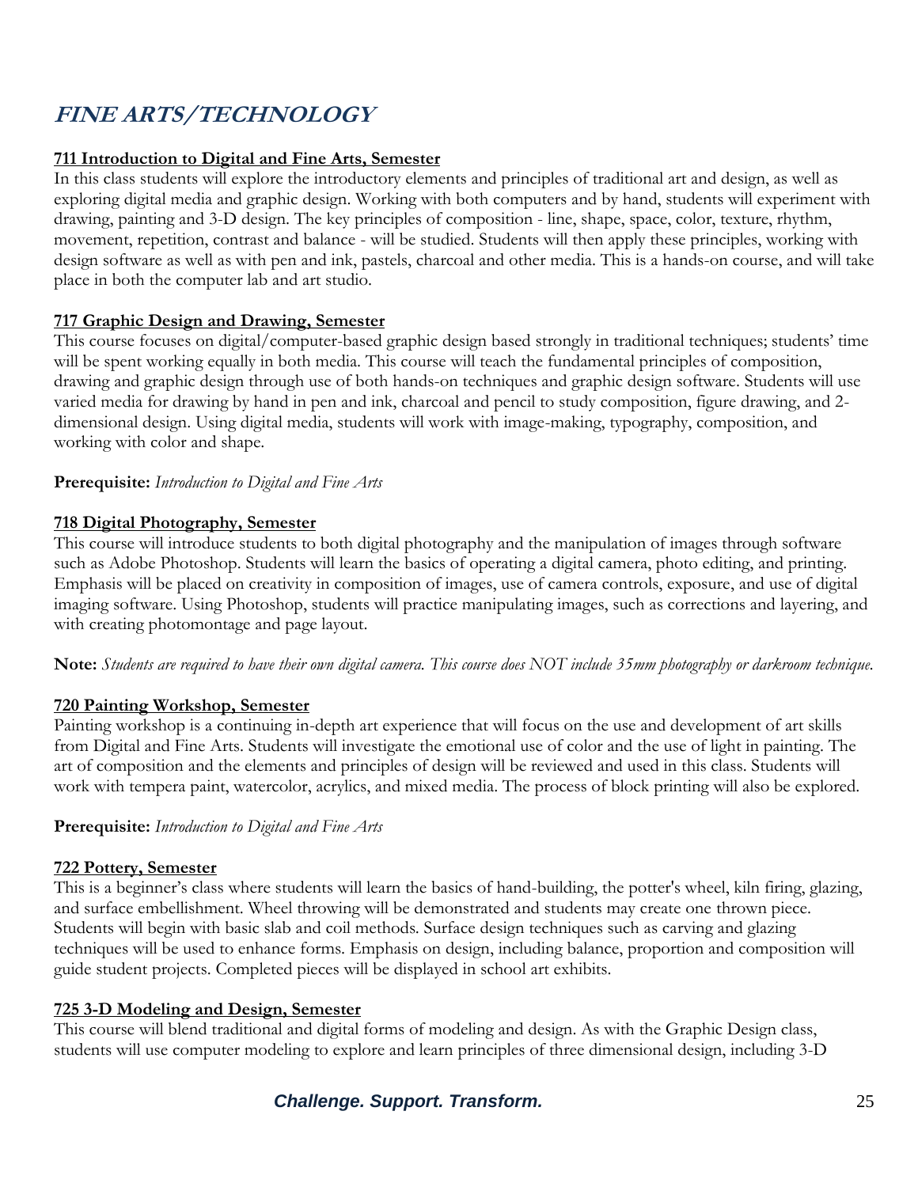# FINE ARTS/TECHNOLOGY

**711 Introduction to Digital and Fine Arts, Semester**

In this class students will explore the introductory elements and principles of traditional art and design, as well as exploring digital media and graphic design. Working with both computers and by hand, students will experiment with drawing, painting and 3-D design. The key principles of composition - line, shape, space, color, texture, rhythm, movement, repetition, contrast and balance - will be studied. Students will then apply these principles, working with design software as well as with pen and ink, pastels, charcoal and other media. This is a hands-on course, and will take place in both the computer lab and art studio.

**717 Graphic Design and Drawing, Semester**

This course focuses on digital/computer-based graphic design based strongly in traditional techniques; students' time will be spent working equally in both media. This course will teach the fundamental principles of composition, drawing and graphic design through use of both hands-on techniques and graphic design software. Students will use varied media for drawing by hand in pen and ink, charcoal and pencil to study composition, figure drawing, and 2-dimensional design. Using digital media, students will work with image-making, typography, composition, and working with color and shape.

**Prerequisite:** *Introduction to Digital and Fine Arts*

**718 Digital Photography, Semester**

This course will introduce students to both digital photography and the manipulation of images through software such as Adobe Photoshop. Students will learn the basics of operating a digital camera, photo editing, and printing. Emphasis will be placed on creativity in composition of images, use of camera controls, exposure, and use of digital imaging software. Using Photoshop, students will practice manipulating images, such as corrections and layering, and with creating photomontage and page layout.

**Note:** *Students are required to have their own digital camera. This course does NOT include 35mm photography or darkroom technique.*

**720 Painting Workshop, Semester**

Painting workshop is a continuing in-depth art experience that will focus on the use and development of art skills from Digital and Fine Arts. Students will investigate the emotional use of color and the use of light in painting. The art of composition and the elements and principles of design will be reviewed and used in this class. Students will work with tempera paint, watercolor, acrylics, and mixed media. The process of block printing will also be explored.

**Prerequisite:** *Introduction to Digital and Fine Arts*

**722 Pottery, Semester**

This is a beginner's class where students will learn the basics of hand-building, the potter's wheel, kiln firing, glazing, and surface embellishment. Wheel throwing will be demonstrated and students may create one thrown piece. Students will begin with basic slab and coil methods. Surface design techniques such as carving and glazing techniques will be used to enhance forms. Emphasis on design, including balance, proportion and composition will guide student projects. Completed pieces will be displayed in school art exhibits.

**725 3-D Modeling and Design, Semester**

This course will blend traditional and digital forms of modeling and design. As with the Graphic Design class, students will use computer modeling to explore and learn principles of three dimensional design, including 3-D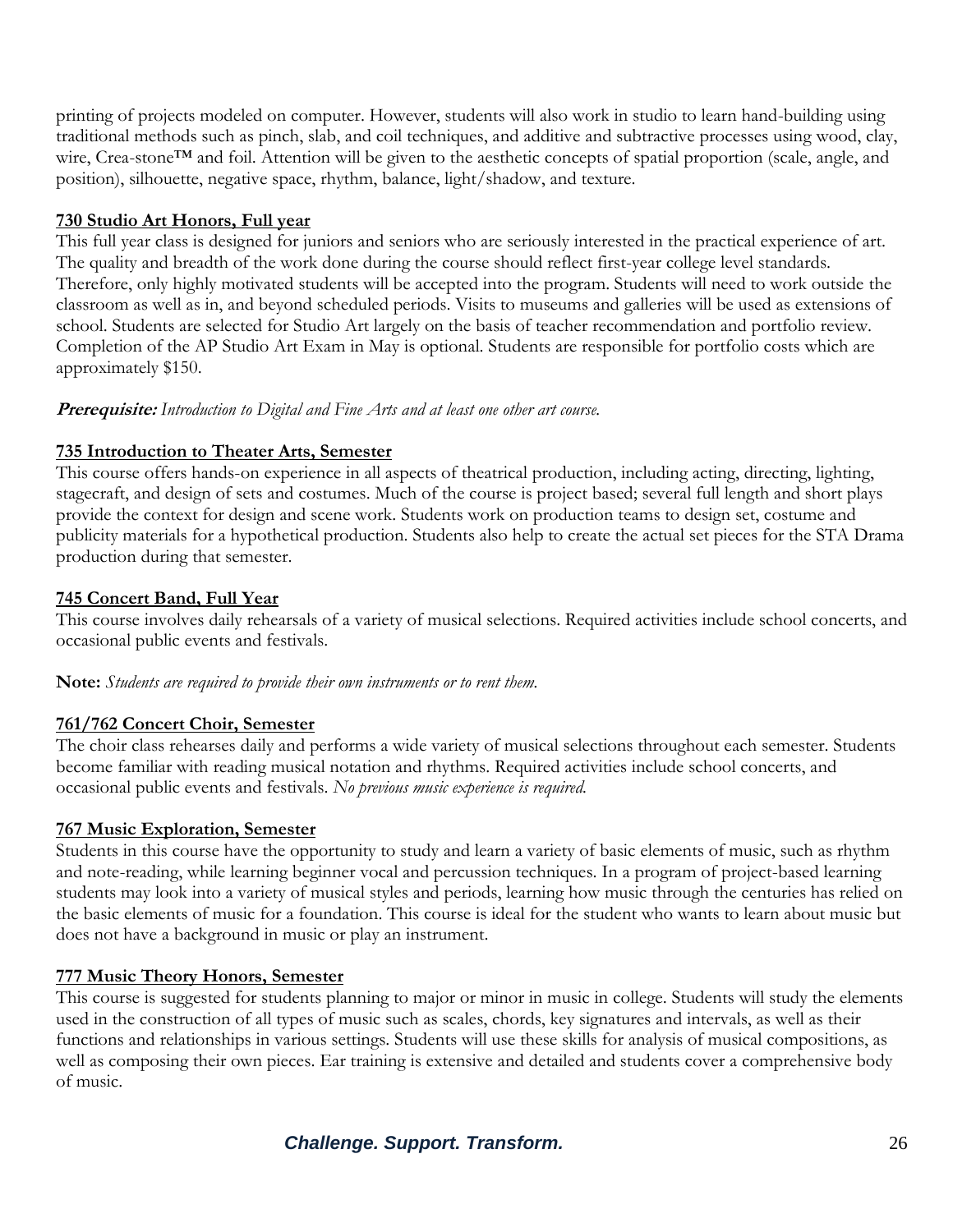printing of projects modeled on computer. However, students will also work in studio to learn hand-building using traditional methods such as pinch, slab, and coil techniques, and additive and subtractive processes using wood, clay, wire, Crea-stone™ and foil. Attention will be given to the aesthetic concepts of spatial proportion (scale, angle, and position), silhouette, negative space, rhythm, balance, light/shadow, and texture.

**730 Studio Art Honors, Full year**

This full year class is designed for juniors and seniors who are seriously interested in the practical experience of art. The quality and breadth of the work done during the course should reflect first-year college level standards. Therefore, only highly motivated students will be accepted into the program. Students will need to work outside the classroom as well as in, and beyond scheduled periods. Visits to museums and galleries will be used as extensions of school. Students are selected for Studio Art largely on the basis of teacher recommendation and portfolio review. Completion of the AP Studio Art Exam in May is optional. Students are responsible for portfolio costs which are approximately $150.

***Prerequisite:*** *Introduction to Digital and Fine Arts and at least one other art course.*

**735 Introduction to Theater Arts, Semester**

This course offers hands-on experience in all aspects of theatrical production, including acting, directing, lighting, stagecraft, and design of sets and costumes. Much of the course is project based; several full length and short plays provide the context for design and scene work. Students work on production teams to design set, costume and publicity materials for a hypothetical production. Students also help to create the actual set pieces for the STA Drama production during that semester.

**745 Concert Band, Full Year**

This course involves daily rehearsals of a variety of musical selections. Required activities include school concerts, and occasional public events and festivals.

**Note:** *Students are required to provide their own instruments or to rent them.*

**761/762 Concert Choir, Semester**

The choir class rehearses daily and performs a wide variety of musical selections throughout each semester. Students become familiar with reading musical notation and rhythms. Required activities include school concerts, and occasional public events and festivals. *No previous music experience is required.*

**767 Music Exploration, Semester**

Students in this course have the opportunity to study and learn a variety of basic elements of music, such as rhythm and note-reading, while learning beginner vocal and percussion techniques. In a program of project-based learning students may look into a variety of musical styles and periods, learning how music through the centuries has relied on the basic elements of music for a foundation. This course is ideal for the student who wants to learn about music but does not have a background in music or play an instrument.

**777 Music Theory Honors, Semester**

This course is suggested for students planning to major or minor in music in college. Students will study the elements used in the construction of all types of music such as scales, chords, key signatures and intervals, as well as their functions and relationships in various settings. Students will use these skills for analysis of musical compositions, as well as composing their own pieces. Ear training is extensive and detailed and students cover a comprehensive body of music.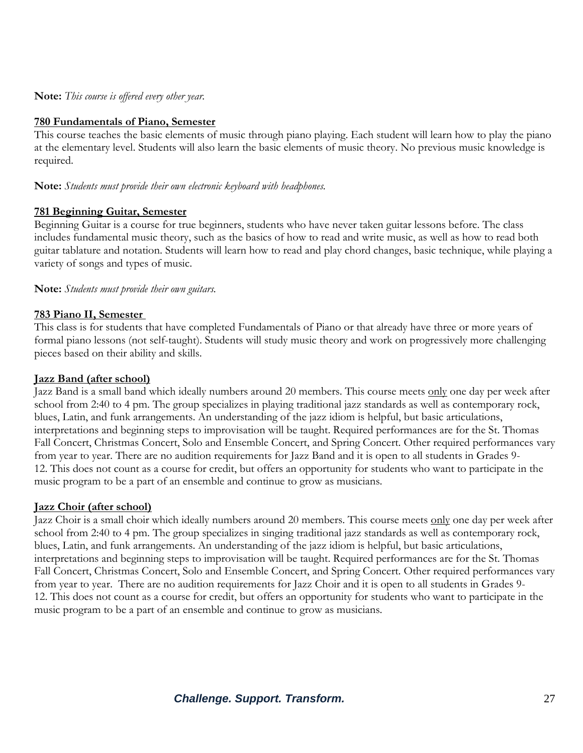**Note:** *This course is offered every other year.*

**780 Fundamentals of Piano, Semester**

This course teaches the basic elements of music through piano playing. Each student will learn how to play the piano at the elementary level. Students will also learn the basic elements of music theory. No previous music knowledge is required.

**Note:** *Students must provide their own electronic keyboard with headphones.*

**781 Beginning Guitar, Semester**

Beginning Guitar is a course for true beginners, students who have never taken guitar lessons before. The class includes fundamental music theory, such as the basics of how to read and write music, as well as how to read both guitar tablature and notation. Students will learn how to read and play chord changes, basic technique, while playing a variety of songs and types of music.

**Note:** *Students must provide their own guitars.*

**783 Piano II, Semester**

This class is for students that have completed Fundamentals of Piano or that already have three or more years of formal piano lessons (not self-taught). Students will study music theory and work on progressively more challenging pieces based on their ability and skills.

**Jazz Band (after school)**

Jazz Band is a small band which ideally numbers around 20 members. This course meets only one day per week after school from 2:40 to 4 pm. The group specializes in playing traditional jazz standards as well as contemporary rock, blues, Latin, and funk arrangements. An understanding of the jazz idiom is helpful, but basic articulations, interpretations and beginning steps to improvisation will be taught. Required performances are for the St. Thomas Fall Concert, Christmas Concert, Solo and Ensemble Concert, and Spring Concert. Other required performances vary from year to year. There are no audition requirements for Jazz Band and it is open to all students in Grades 9-12. This does not count as a course for credit, but offers an opportunity for students who want to participate in the music program to be a part of an ensemble and continue to grow as musicians.

**Jazz Choir (after school)**

Jazz Choir is a small choir which ideally numbers around 20 members. This course meets only one day per week after school from 2:40 to 4 pm. The group specializes in singing traditional jazz standards as well as contemporary rock, blues, Latin, and funk arrangements. An understanding of the jazz idiom is helpful, but basic articulations, interpretations and beginning steps to improvisation will be taught. Required performances are for the St. Thomas Fall Concert, Christmas Concert, Solo and Ensemble Concert, and Spring Concert. Other required performances vary from year to year. There are no audition requirements for Jazz Choir and it is open to all students in Grades 9-12. This does not count as a course for credit, but offers an opportunity for students who want to participate in the music program to be a part of an ensemble and continue to grow as musicians.